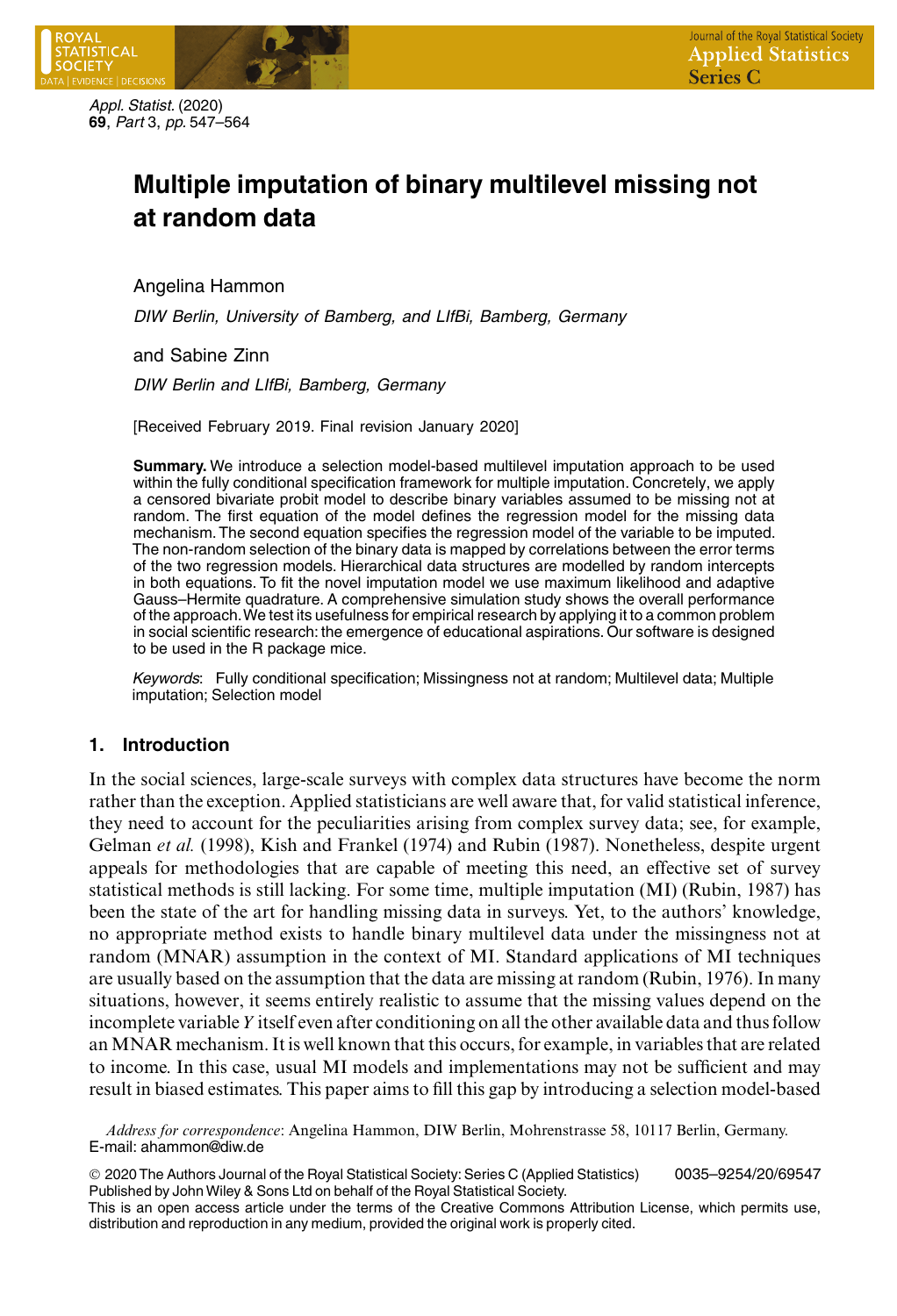# Multiple imputation of binary multilevel missing not at random data

Angelina Hammon

*DIW Berlin, University of Bamberg, and LIfBi, Bamberg, Germany*

and Sabine Zinn

*DIW Berlin and LIfBi, Bamberg, Germany*

[Received February 2019. Final revision January 2020]

**Summary.** We introduce a selection model-based multilevel imputation approach to be used within the fully conditional specification framework for multiple imputation. Concretely, we apply a censored bivariate probit model to describe binary variables assumed to be missing not at random. The first equation of the model defines the regression model for the missing data mechanism. The second equation specifies the regression model of the variable to be imputed. The non-random selection of the binary data is mapped by correlations between the error terms of the two regression models. Hierarchical data structures are modelled by random intercepts in both equations. To fit the novel imputation model we use maximum likelihood and adaptive Gauss–Hermite quadrature. A comprehensive simulation study shows the overall performance of the approach. We test its usefulness for empirical research by applying it to a common problem in social scientific research: the emergence of educational aspirations. Our software is designed to be used in the R package mice.

*Keywords*: Fully conditional specification; Missingness not at random; Multilevel data; Multiple imputation; Selection model

## 1. Introduction

In the social sciences, large-scale surveys with complex data structures have become the norm rather than the exception. Applied statisticians are well aware that, for valid statistical inference, they need to account for the peculiarities arising from complex survey data; see, for example, Gelman *et al.* (1998), Kish and Frankel (1974) and Rubin (1987). Nonetheless, despite urgent appeals for methodologies that are capable of meeting this need, an effective set of survey statistical methods is still lacking. For some time, multiple imputation (MI) (Rubin, 1987) has been the state of the art for handling missing data in surveys. Yet, to the authors' knowledge, no appropriate method exists to handle binary multilevel data under the missingness not at random (MNAR) assumption in the context of MI. Standard applications of MI techniques are usually based on the assumption that the data are missing at random (Rubin, 1976). In many situations, however, it seems entirely realistic to assume that the missing values depend on the incomplete variable $Y$ itself even after conditioning on all the other available data and thus follow an MNAR mechanism. It is well known that this occurs, for example, in variables that are related to income. In this case, usual MI models and implementations may not be sufficient and may result in biased estimates. This paper aims to fill this gap by introducing a selection model-based

*Address for correspondence*: Angelina Hammon, DIW Berlin, Mohrenstrasse 58, 10117 Berlin, Germany.
E-mail: ahammon@diw.de

© 2020 The Authors Journal of the Royal Statistical Society: Series C (Applied Statistics) 0035–9254/20/69547
Published by John Wiley & Sons Ltd on behalf of the Royal Statistical Society.
This is an open access article under the terms of the Creative Commons Attribution License, which permits use, distribution and reproduction in any medium, provided the original work is properly cited.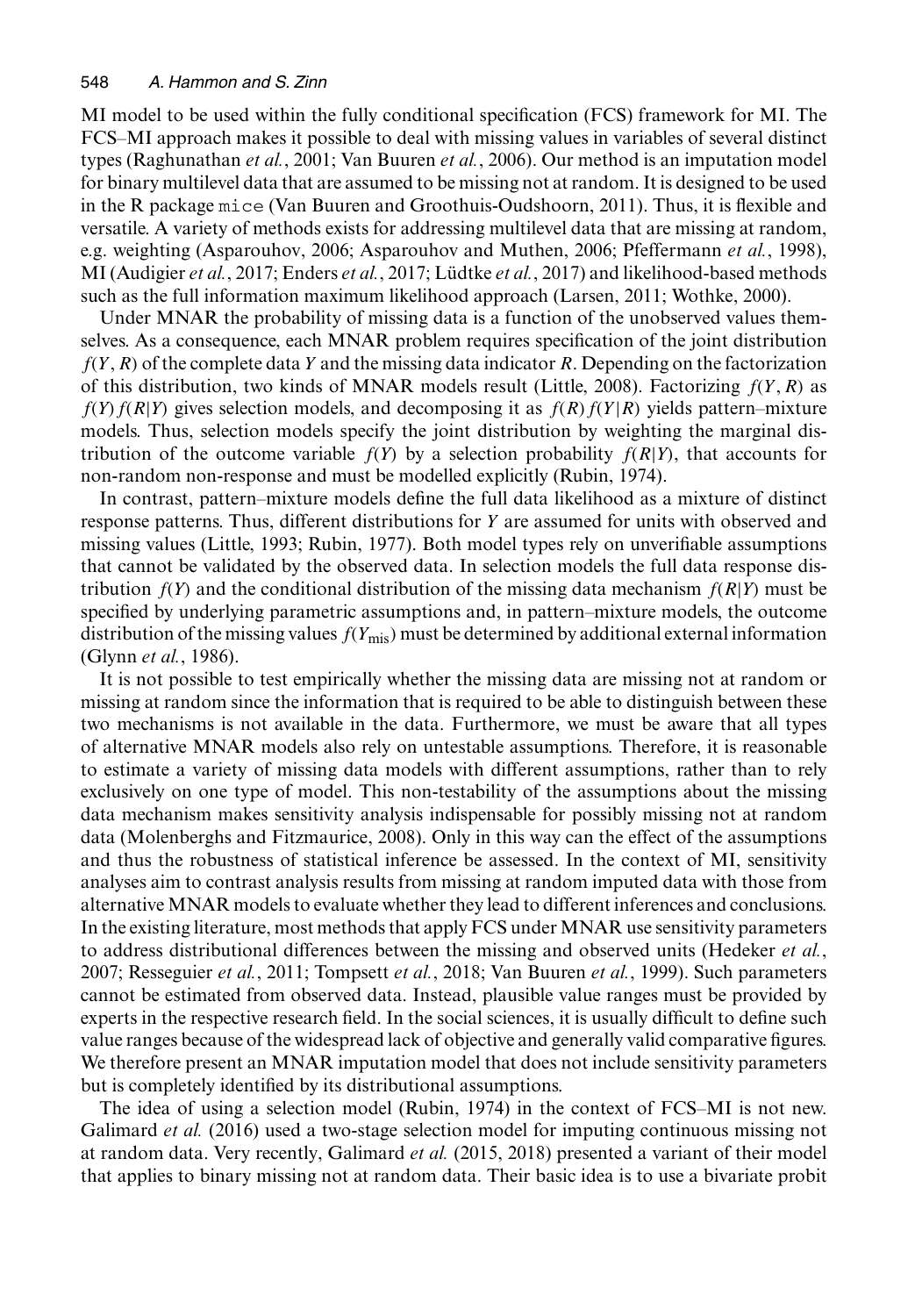MI model to be used within the fully conditional specification (FCS) framework for MI. The FCS–MI approach makes it possible to deal with missing values in variables of several distinct types (Raghunathan *et al.*, 2001; Van Buuren *et al.*, 2006). Our method is an imputation model for binary multilevel data that are assumed to be missing not at random. It is designed to be used in the R package `mice` (Van Buuren and Groothuis-Oudshoorn, 2011). Thus, it is flexible and versatile. A variety of methods exists for addressing multilevel data that are missing at random, e.g. weighting (Asparouhov, 2006; Asparouhov and Muthen, 2006; Pfeffermann *et al.*, 1998), MI (Audigier *et al.*, 2017; Enders *et al.*, 2017; Lüdtke *et al.*, 2017) and likelihood-based methods such as the full information maximum likelihood approach (Larsen, 2011; Wothke, 2000).

Under MNAR the probability of missing data is a function of the unobserved values themselves. As a consequence, each MNAR problem requires specification of the joint distribution $f(Y, R)$ of the complete data $Y$ and the missing data indicator $R$. Depending on the factorization of this distribution, two kinds of MNAR models result (Little, 2008). Factorizing $f(Y, R)$ as $f(Y)\,f(R|Y)$ gives selection models, and decomposing it as $f(R)\,f(Y|R)$ yields pattern–mixture models. Thus, selection models specify the joint distribution by weighting the marginal distribution of the outcome variable $f(Y)$ by a selection probability $f(R|Y)$, that accounts for non-random non-response and must be modelled explicitly (Rubin, 1974).

In contrast, pattern–mixture models define the full data likelihood as a mixture of distinct response patterns. Thus, different distributions for $Y$ are assumed for units with observed and missing values (Little, 1993; Rubin, 1977). Both model types rely on unverifiable assumptions that cannot be validated by the observed data. In selection models the full data response distribution $f(Y)$ and the conditional distribution of the missing data mechanism $f(R|Y)$ must be specified by underlying parametric assumptions and, in pattern–mixture models, the outcome distribution of the missing values $f(Y_{\text{mis}})$ must be determined by additional external information (Glynn *et al.*, 1986).

It is not possible to test empirically whether the missing data are missing not at random or missing at random since the information that is required to be able to distinguish between these two mechanisms is not available in the data. Furthermore, we must be aware that all types of alternative MNAR models also rely on untestable assumptions. Therefore, it is reasonable to estimate a variety of missing data models with different assumptions, rather than to rely exclusively on one type of model. This non-testability of the assumptions about the missing data mechanism makes sensitivity analysis indispensable for possibly missing not at random data (Molenberghs and Fitzmaurice, 2008). Only in this way can the effect of the assumptions and thus the robustness of statistical inference be assessed. In the context of MI, sensitivity analyses aim to contrast analysis results from missing at random imputed data with those from alternative MNAR models to evaluate whether they lead to different inferences and conclusions. In the existing literature, most methods that apply FCS under MNAR use sensitivity parameters to address distributional differences between the missing and observed units (Hedeker *et al.*, 2007; Resseguier *et al.*, 2011; Tompsett *et al.*, 2018; Van Buuren *et al.*, 1999). Such parameters cannot be estimated from observed data. Instead, plausible value ranges must be provided by experts in the respective research field. In the social sciences, it is usually difficult to define such value ranges because of the widespread lack of objective and generally valid comparative figures. We therefore present an MNAR imputation model that does not include sensitivity parameters but is completely identified by its distributional assumptions.

The idea of using a selection model (Rubin, 1974) in the context of FCS–MI is not new. Galimard *et al.* (2016) used a two-stage selection model for imputing continuous missing not at random data. Very recently, Galimard *et al.* (2015, 2018) presented a variant of their model that applies to binary missing not at random data. Their basic idea is to use a bivariate probit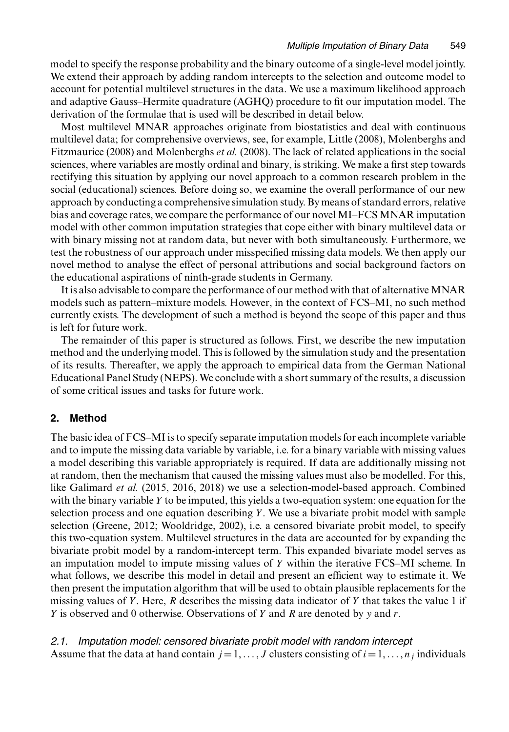model to specify the response probability and the binary outcome of a single-level model jointly. We extend their approach by adding random intercepts to the selection and outcome model to account for potential multilevel structures in the data. We use a maximum likelihood approach and adaptive Gauss–Hermite quadrature (AGHQ) procedure to fit our imputation model. The derivation of the formulae that is used will be described in detail below.

Most multilevel MNAR approaches originate from biostatistics and deal with continuous multilevel data; for comprehensive overviews, see, for example, Little (2008), Molenberghs and Fitzmaurice (2008) and Molenberghs *et al.* (2008). The lack of related applications in the social sciences, where variables are mostly ordinal and binary, is striking. We make a first step towards rectifying this situation by applying our novel approach to a common research problem in the social (educational) sciences. Before doing so, we examine the overall performance of our new approach by conducting a comprehensive simulation study. By means of standard errors, relative bias and coverage rates, we compare the performance of our novel MI–FCS MNAR imputation model with other common imputation strategies that cope either with binary multilevel data or with binary missing not at random data, but never with both simultaneously. Furthermore, we test the robustness of our approach under misspecified missing data models. We then apply our novel method to analyse the effect of personal attributions and social background factors on the educational aspirations of ninth-grade students in Germany.

It is also advisable to compare the performance of our method with that of alternative MNAR models such as pattern–mixture models. However, in the context of FCS–MI, no such method currently exists. The development of such a method is beyond the scope of this paper and thus is left for future work.

The remainder of this paper is structured as follows. First, we describe the new imputation method and the underlying model. This is followed by the simulation study and the presentation of its results. Thereafter, we apply the approach to empirical data from the German National Educational Panel Study (NEPS). We conclude with a short summary of the results, a discussion of some critical issues and tasks for future work.

## 2. Method

The basic idea of FCS–MI is to specify separate imputation models for each incomplete variable and to impute the missing data variable by variable, i.e. for a binary variable with missing values a model describing this variable appropriately is required. If data are additionally missing not at random, then the mechanism that caused the missing values must also be modelled. For this, like Galimard *et al.* (2015, 2016, 2018) we use a selection-model-based approach. Combined with the binary variable $Y$ to be imputed, this yields a two-equation system: one equation for the selection process and one equation describing $Y$. We use a bivariate probit model with sample selection (Greene, 2012; Wooldridge, 2002), i.e. a censored bivariate probit model, to specify this two-equation system. Multilevel structures in the data are accounted for by expanding the bivariate probit model by a random-intercept term. This expanded bivariate model serves as an imputation model to impute missing values of $Y$ within the iterative FCS–MI scheme. In what follows, we describe this model in detail and present an efficient way to estimate it. We then present the imputation algorithm that will be used to obtain plausible replacements for the missing values of $Y$. Here, $R$ describes the missing data indicator of $Y$ that takes the value 1 if $Y$ is observed and 0 otherwise. Observations of $Y$ and $R$ are denoted by $y$ and $r$.

### 2.1. Imputation model: censored bivariate probit model with random intercept

Assume that the data at hand contain $j = 1, \ldots, J$ clusters consisting of $i = 1, \ldots, n_j$ individuals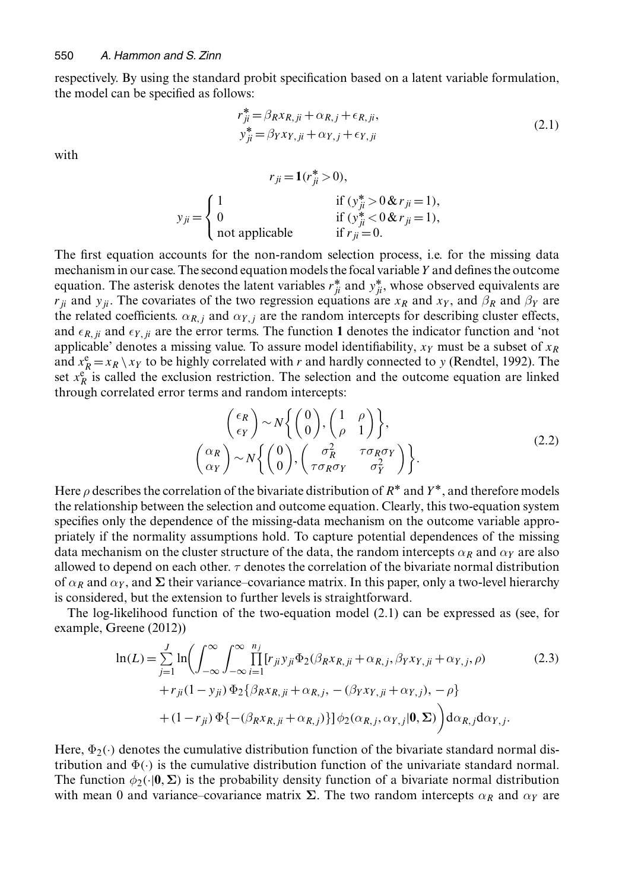respectively. By using the standard probit specification based on a latent variable formulation, the model can be specified as follows:

$$
\begin{aligned}
r_{ji}^* &= \beta_R x_{R,ji} + \alpha_{R,j} + \epsilon_{R,ji}, \\
y_{ji}^* &= \beta_Y x_{Y,ji} + \alpha_{Y,j} + \epsilon_{Y,ji}
\end{aligned}
\tag{2.1}
$$

with

$$
r_{ji} = \mathbf{1}(r_{ji}^* > 0),
$$

$$
y_{ji} = \begin{cases} 1 & \text{if } (y_{ji}^* > 0 \,\&\, r_{ji} = 1), \\ 0 & \text{if } (y_{ji}^* < 0 \,\&\, r_{ji} = 1), \\ \text{not applicable} & \text{if } r_{ji} = 0. \end{cases}
$$

The first equation accounts for the non-random selection process, i.e. for the missing data mechanism in our case. The second equation models the focal variable $Y$ and defines the outcome equation. The asterisk denotes the latent variables $r_{ji}^*$ and $y_{ji}^*$, whose observed equivalents are $r_{ji}$ and $y_{ji}$. The covariates of the two regression equations are $x_R$ and $x_Y$, and $\beta_R$ and $\beta_Y$ are the related coefficients. $\alpha_{R,j}$ and $\alpha_{Y,j}$ are the random intercepts for describing cluster effects, and $\epsilon_{R,ji}$ and $\epsilon_{Y,ji}$ are the error terms. The function $\mathbf{1}$ denotes the indicator function and 'not applicable' denotes a missing value. To assure model identifiability, $x_Y$ must be a subset of $x_R$ and $x_R^e = x_R \setminus x_Y$ to be highly correlated with $r$ and hardly connected to $y$ (Rendtel, 1992). The set $x_R^e$ is called the exclusion restriction. The selection and the outcome equation are linked through correlated error terms and random intercepts:

$$
\begin{aligned}
\begin{pmatrix} \epsilon_R \\ \epsilon_Y \end{pmatrix} &\sim N\left\{ \begin{pmatrix} 0 \\ 0 \end{pmatrix}, \begin{pmatrix} 1 & \rho \\ \rho & 1 \end{pmatrix} \right\}, \\
\begin{pmatrix} \alpha_R \\ \alpha_Y \end{pmatrix} &\sim N\left\{ \begin{pmatrix} 0 \\ 0 \end{pmatrix}, \begin{pmatrix} \sigma_R^2 & \tau\sigma_R\sigma_Y \\ \tau\sigma_R\sigma_Y & \sigma_Y^2 \end{pmatrix} \right\}.
\end{aligned}
\tag{2.2}
$$

Here $\rho$ describes the correlation of the bivariate distribution of $R^*$ and $Y^*$, and therefore models the relationship between the selection and outcome equation. Clearly, this two-equation system specifies only the dependence of the missing-data mechanism on the outcome variable appropriately if the normality assumptions hold. To capture potential dependences of the missing data mechanism on the cluster structure of the data, the random intercepts $\alpha_R$ and $\alpha_Y$ are also allowed to depend on each other. $\tau$ denotes the correlation of the bivariate normal distribution of $\alpha_R$ and $\alpha_Y$, and $\mathbf{\Sigma}$ their variance–covariance matrix. In this paper, only a two-level hierarchy is considered, but the extension to further levels is straightforward.

The log-likelihood function of the two-equation model (2.1) can be expressed as (see, for example, Greene (2012))

$$
\begin{aligned}
\ln(L) = \sum_{j=1}^{J} \ln\Bigg( \int_{-\infty}^{\infty} \int_{-\infty}^{\infty} \prod_{i=1}^{n_j} [& r_{ji} y_{ji} \Phi_2(\beta_R x_{R,ji} + \alpha_{R,j}, \beta_Y x_{Y,ji} + \alpha_{Y,j}, \rho) \\
&+ r_{ji}(1 - y_{ji})\, \Phi_2\{\beta_R x_{R,ji} + \alpha_{R,j}, -(\beta_Y x_{Y,ji} + \alpha_{Y,j}), -\rho\} \\
&+ (1 - r_{ji})\, \Phi\{-(\beta_R x_{R,ji} + \alpha_{R,j})\}]\, \phi_2(\alpha_{R,j}, \alpha_{Y,j} | \mathbf{0}, \mathbf{\Sigma}) \Bigg) \mathrm{d}\alpha_{R,j} \mathrm{d}\alpha_{Y,j}.
\end{aligned}
\tag{2.3}
$$

Here, $\Phi_2(\cdot)$ denotes the cumulative distribution function of the bivariate standard normal distribution and $\Phi(\cdot)$ is the cumulative distribution function of the univariate standard normal. The function $\phi_2(\cdot|\mathbf{0}, \mathbf{\Sigma})$ is the probability density function of a bivariate normal distribution with mean 0 and variance–covariance matrix $\mathbf{\Sigma}$. The two random intercepts $\alpha_R$ and $\alpha_Y$ are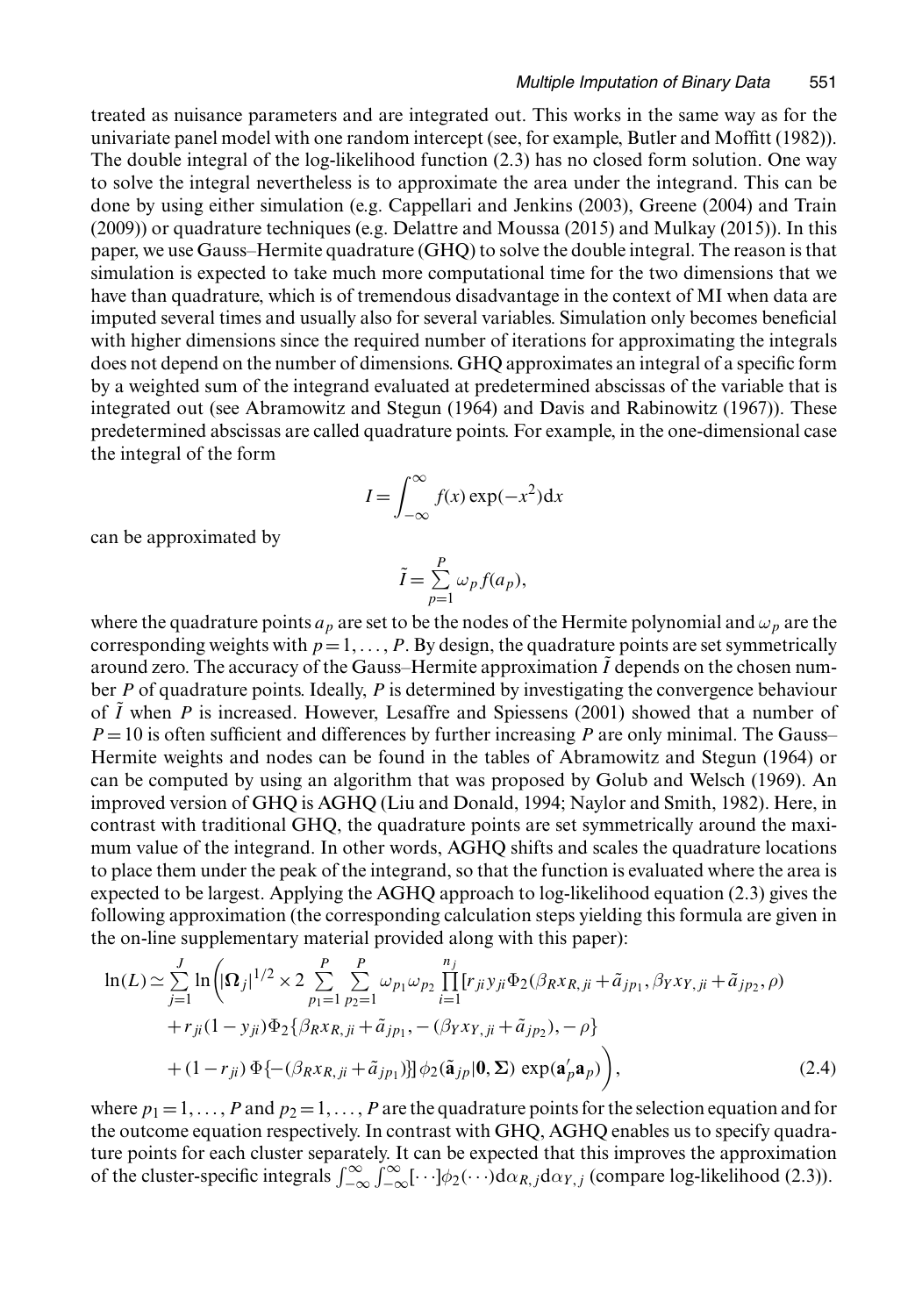treated as nuisance parameters and are integrated out. This works in the same way as for the univariate panel model with one random intercept (see, for example, Butler and Moffitt (1982)). The double integral of the log-likelihood function (2.3) has no closed form solution. One way to solve the integral nevertheless is to approximate the area under the integrand. This can be done by using either simulation (e.g. Cappellari and Jenkins (2003), Greene (2004) and Train (2009)) or quadrature techniques (e.g. Delattre and Moussa (2015) and Mulkay (2015)). In this paper, we use Gauss–Hermite quadrature (GHQ) to solve the double integral. The reason is that simulation is expected to take much more computational time for the two dimensions that we have than quadrature, which is of tremendous disadvantage in the context of MI when data are imputed several times and usually also for several variables. Simulation only becomes beneficial with higher dimensions since the required number of iterations for approximating the integrals does not depend on the number of dimensions. GHQ approximates an integral of a specific form by a weighted sum of the integrand evaluated at predetermined abscissas of the variable that is integrated out (see Abramowitz and Stegun (1964) and Davis and Rabinowitz (1967)). These predetermined abscissas are called quadrature points. For example, in the one-dimensional case the integral of the form

$$I = \int_{-\infty}^{\infty} f(x) \exp(-x^2) \mathrm{d}x$$

can be approximated by

$$\tilde{I} = \sum_{p=1}^{P} \omega_p f(a_p),$$

where the quadrature points $a_p$ are set to be the nodes of the Hermite polynomial and $\omega_p$ are the corresponding weights with $p = 1, \ldots, P$. By design, the quadrature points are set symmetrically around zero. The accuracy of the Gauss–Hermite approximation $\tilde{I}$ depends on the chosen number $P$ of quadrature points. Ideally, $P$ is determined by investigating the convergence behaviour of $\tilde{I}$ when $P$ is increased. However, Lesaffre and Spiessens (2001) showed that a number of $P = 10$ is often sufficient and differences by further increasing $P$ are only minimal. The Gauss–Hermite weights and nodes can be found in the tables of Abramowitz and Stegun (1964) or can be computed by using an algorithm that was proposed by Golub and Welsch (1969). An improved version of GHQ is AGHQ (Liu and Donald, 1994; Naylor and Smith, 1982). Here, in contrast with traditional GHQ, the quadrature points are set symmetrically around the maximum value of the integrand. In other words, AGHQ shifts and scales the quadrature locations to place them under the peak of the integrand, so that the function is evaluated where the area is expected to be largest. Applying the AGHQ approach to log-likelihood equation (2.3) gives the following approximation (the corresponding calculation steps yielding this formula are given in the on-line supplementary material provided along with this paper):

$$\begin{aligned}
\ln(L) \simeq \sum_{j=1}^{J} \ln \Bigg( |\boldsymbol{\Omega}_j|^{1/2} \times 2 \sum_{p_1=1}^{P} \sum_{p_2=1}^{P} \omega_{p_1} \omega_{p_2} \prod_{i=1}^{n_j} [ & r_{ji} y_{ji} \Phi_2(\beta_R x_{R,ji} + \tilde{a}_{jp_1}, \beta_Y x_{Y,ji} + \tilde{a}_{jp_2}, \rho) \\
& + r_{ji}(1 - y_{ji}) \Phi_2\{\beta_R x_{R,ji} + \tilde{a}_{jp_1}, -(\beta_Y x_{Y,ji} + \tilde{a}_{jp_2}), -\rho\} \\
& + (1 - r_{ji}) \, \Phi\{-(\beta_R x_{R,ji} + \tilde{a}_{jp_1})\}] \, \phi_2(\tilde{\mathbf{a}}_{jp} | \mathbf{0}, \boldsymbol{\Sigma}) \exp(\mathbf{a}_p' \mathbf{a}_p) \Bigg),
\end{aligned} \tag{2.4}$$

where $p_1 = 1, \ldots, P$ and $p_2 = 1, \ldots, P$ are the quadrature points for the selection equation and for the outcome equation respectively. In contrast with GHQ, AGHQ enables us to specify quadrature points for each cluster separately. It can be expected that this improves the approximation of the cluster-specific integrals $\int_{-\infty}^{\infty} \int_{-\infty}^{\infty} [\cdots] \phi_2(\cdots) \mathrm{d}\alpha_{R,j} \mathrm{d}\alpha_{Y,j}$ (compare log-likelihood (2.3)).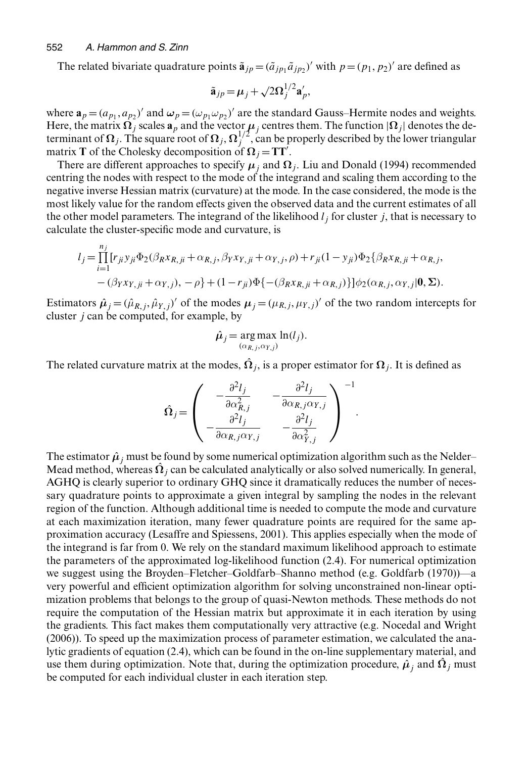The related bivariate quadrature points $\tilde{\mathbf{a}}_{jp} = (\tilde{a}_{jp_1} \tilde{a}_{jp_2})'$ with $p = (p_1, p_2)'$ are defined as

$$\tilde{\mathbf{a}}_{jp} = \boldsymbol{\mu}_j + \sqrt{2}\boldsymbol{\Omega}_j^{1/2}\mathbf{a}_p',$$

where $\mathbf{a}_p = (a_{p_1}, a_{p_2})'$ and $\boldsymbol{\omega}_p = (\omega_{p_1}\omega_{p_2})'$ are the standard Gauss–Hermite nodes and weights. Here, the matrix $\boldsymbol{\Omega}_j$ scales $\mathbf{a}_p$ and the vector $\boldsymbol{\mu}_j$ centres them. The function $|\boldsymbol{\Omega}_j|$ denotes the determinant of $\boldsymbol{\Omega}_j$. The square root of $\boldsymbol{\Omega}_j$, $\boldsymbol{\Omega}_j^{1/2}$, can be properly described by the lower triangular matrix $\mathbf{T}$ of the Cholesky decomposition of $\boldsymbol{\Omega}_j = \mathbf{T}\mathbf{T}'$.

There are different approaches to specify $\boldsymbol{\mu}_j$ and $\boldsymbol{\Omega}_j$. Liu and Donald (1994) recommended centring the nodes with respect to the mode of the integrand and scaling them according to the negative inverse Hessian matrix (curvature) at the mode. In the case considered, the mode is the most likely value for the random effects given the observed data and the current estimates of all the other model parameters. The integrand of the likelihood $l_j$ for cluster $j$, that is necessary to calculate the cluster-specific mode and curvature, is

$$l_j = \prod_{i=1}^{n_j} [r_{ji} y_{ji} \Phi_2(\beta_R x_{R,ji} + \alpha_{R,j}, \beta_Y x_{Y,ji} + \alpha_{Y,j}, \rho) + r_{ji}(1 - y_{ji}) \Phi_2\{\beta_R x_{R,ji} + \alpha_{R,j}, -(\beta_Y x_{Y,ji} + \alpha_{Y,j}), -\rho\} + (1 - r_{ji}) \Phi\{-(\beta_R x_{R,ji} + \alpha_{R,j})\}] \phi_2(\alpha_{R,j}, \alpha_{Y,j} | \mathbf{0}, \boldsymbol{\Sigma}).$$

Estimators $\hat{\boldsymbol{\mu}}_j = (\hat{\mu}_{R,j}, \hat{\mu}_{Y,j})'$ of the modes $\boldsymbol{\mu}_j = (\mu_{R,j}, \mu_{Y,j})'$ of the two random intercepts for cluster $j$ can be computed, for example, by

$$\hat{\boldsymbol{\mu}}_j = \underset{(\alpha_{R,j}, \alpha_{Y,j})}{\arg\max} \ln(l_j).$$

The related curvature matrix at the modes, $\hat{\boldsymbol{\Omega}}_j$, is a proper estimator for $\boldsymbol{\Omega}_j$. It is defined as

$$\hat{\boldsymbol{\Omega}}_j = \begin{pmatrix} -\dfrac{\partial^2 l_j}{\partial \alpha_{R,j}^2} & -\dfrac{\partial^2 l_j}{\partial \alpha_{R,j} \alpha_{Y,j}} \\ -\dfrac{\partial^2 l_j}{\partial \alpha_{R,j} \alpha_{Y,j}} & -\dfrac{\partial^2 l_j}{\partial \alpha_{Y,j}^2} \end{pmatrix}^{-1}.$$

The estimator $\hat{\boldsymbol{\mu}}_j$ must be found by some numerical optimization algorithm such as the Nelder–Mead method, whereas $\hat{\boldsymbol{\Omega}}_j$ can be calculated analytically or also solved numerically. In general, AGHQ is clearly superior to ordinary GHQ since it dramatically reduces the number of necessary quadrature points to approximate a given integral by sampling the nodes in the relevant region of the function. Although additional time is needed to compute the mode and curvature at each maximization iteration, many fewer quadrature points are required for the same approximation accuracy (Lesaffre and Spiessens, 2001). This applies especially when the mode of the integrand is far from 0. We rely on the standard maximum likelihood approach to estimate the parameters of the approximated log-likelihood function (2.4). For numerical optimization we suggest using the Broyden–Fletcher–Goldfarb–Shanno method (e.g. Goldfarb (1970))—a very powerful and efficient optimization algorithm for solving unconstrained non-linear optimization problems that belongs to the group of quasi-Newton methods. These methods do not require the computation of the Hessian matrix but approximate it in each iteration by using the gradients. This fact makes them computationally very attractive (e.g. Nocedal and Wright (2006)). To speed up the maximization process of parameter estimation, we calculated the analytic gradients of equation (2.4), which can be found in the on-line supplementary material, and use them during optimization. Note that, during the optimization procedure, $\hat{\boldsymbol{\mu}}_j$ and $\hat{\boldsymbol{\Omega}}_j$ must be computed for each individual cluster in each iteration step.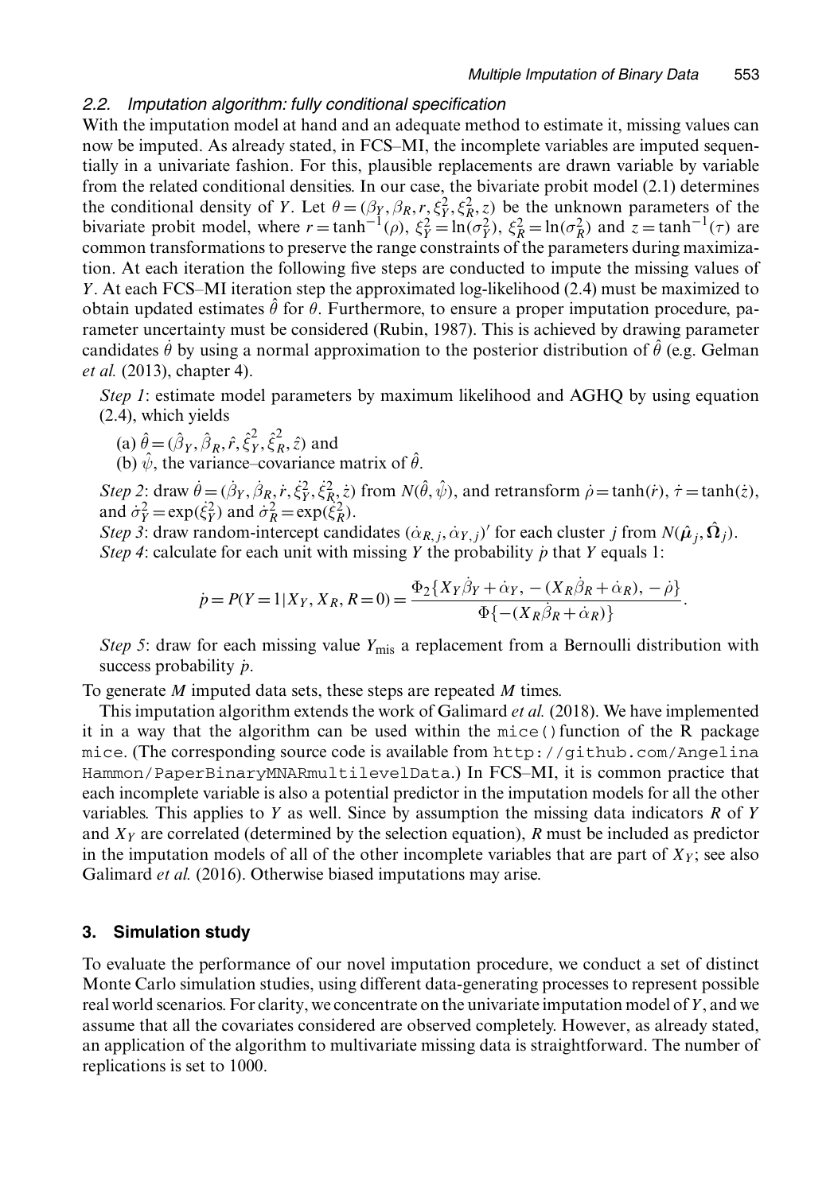### 2.2. Imputation algorithm: fully conditional specification

With the imputation model at hand and an adequate method to estimate it, missing values can now be imputed. As already stated, in FCS–MI, the incomplete variables are imputed sequentially in a univariate fashion. For this, plausible replacements are drawn variable by variable from the related conditional densities. In our case, the bivariate probit model (2.1) determines the conditional density of $Y$. Let $\theta = (\beta_Y, \beta_R, r, \xi_Y^2, \xi_R^2, z)$ be the unknown parameters of the bivariate probit model, where $r = \tanh^{-1}(\rho)$, $\xi_Y^2 = \ln(\sigma_Y^2)$, $\xi_R^2 = \ln(\sigma_R^2)$ and $z = \tanh^{-1}(\tau)$ are common transformations to preserve the range constraints of the parameters during maximization. At each iteration the following five steps are conducted to impute the missing values of $Y$. At each FCS–MI iteration step the approximated log-likelihood (2.4) must be maximized to obtain updated estimates $\hat{\theta}$ for $\theta$. Furthermore, to ensure a proper imputation procedure, parameter uncertainty must be considered (Rubin, 1987). This is achieved by drawing parameter candidates $\dot{\theta}$ by using a normal approximation to the posterior distribution of $\hat{\theta}$ (e.g. Gelman *et al.* (2013), chapter 4).

*Step 1*: estimate model parameters by maximum likelihood and AGHQ by using equation (2.4), which yields

(a) $\hat{\theta} = (\hat{\beta}_Y, \hat{\beta}_R, \hat{r}, \hat{\xi}_Y^2, \hat{\xi}_R^2, \hat{z})$ and

(b) $\hat{\psi}$, the variance–covariance matrix of $\hat{\theta}$.

*Step 2*: draw $\dot{\theta} = (\dot{\beta}_Y, \dot{\beta}_R, \dot{r}, \dot{\xi}_Y^2, \dot{\xi}_R^2, \dot{z})$ from $N(\hat{\theta}, \hat{\psi})$, and retransform $\dot{\rho} = \tanh(\dot{r})$, $\dot{\tau} = \tanh(\dot{z})$, and $\dot{\sigma}_Y^2 = \exp(\dot{\xi}_Y^2)$ and $\dot{\sigma}_R^2 = \exp(\dot{\xi}_R^2)$.

*Step 3*: draw random-intercept candidates $(\dot{\alpha}_{R,j}, \dot{\alpha}_{Y,j})'$ for each cluster $j$ from $N(\hat{\boldsymbol{\mu}}_j, \hat{\boldsymbol{\Omega}}_j)$.

*Step 4*: calculate for each unit with missing $Y$ the probability $\dot{p}$ that $Y$ equals 1:

$$\dot{p} = P(Y=1|X_Y, X_R, R=0) = \frac{\Phi_2\{X_Y\dot{\beta}_Y + \dot{\alpha}_Y, -(X_R\dot{\beta}_R + \dot{\alpha}_R), -\dot{\rho}\}}{\Phi\{-(X_R\dot{\beta}_R + \dot{\alpha}_R)\}}.$$

*Step 5*: draw for each missing value $Y_{\text{mis}}$ a replacement from a Bernoulli distribution with success probability $\dot{p}$.

To generate $M$ imputed data sets, these steps are repeated $M$ times.

This imputation algorithm extends the work of Galimard *et al.* (2018). We have implemented it in a way that the algorithm can be used within the `mice()` function of the R package `mice`. (The corresponding source code is available from `http://github.com/AngelinaHammon/PaperBinaryMNARmultilevelData`.) In FCS–MI, it is common practice that each incomplete variable is also a potential predictor in the imputation models for all the other variables. This applies to $Y$ as well. Since by assumption the missing data indicators $R$ of $Y$ and $X_Y$ are correlated (determined by the selection equation), $R$ must be included as predictor in the imputation models of all of the other incomplete variables that are part of $X_Y$; see also Galimard *et al.* (2016). Otherwise biased imputations may arise.

## 3. Simulation study

To evaluate the performance of our novel imputation procedure, we conduct a set of distinct Monte Carlo simulation studies, using different data-generating processes to represent possible real world scenarios. For clarity, we concentrate on the univariate imputation model of $Y$, and we assume that all the covariates considered are observed completely. However, as already stated, an application of the algorithm to multivariate missing data is straightforward. The number of replications is set to 1000.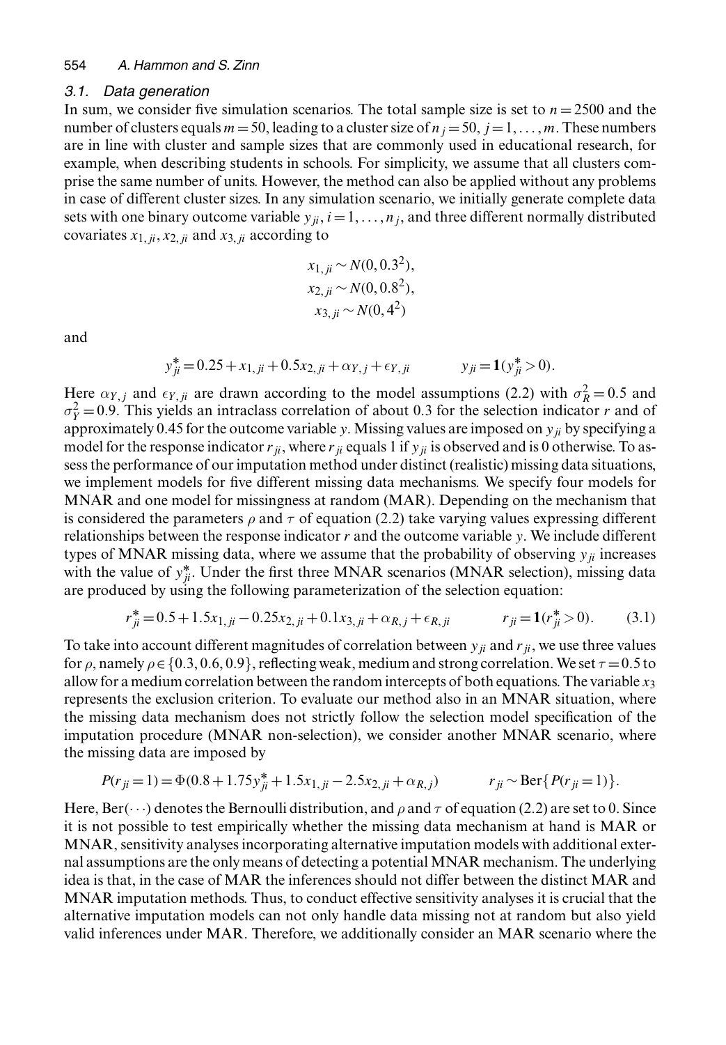### 3.1. Data generation

In sum, we consider five simulation scenarios. The total sample size is set to $n = 2500$ and the number of clusters equals $m = 50$, leading to a cluster size of $n_j = 50$, $j = 1, \ldots, m$. These numbers are in line with cluster and sample sizes that are commonly used in educational research, for example, when describing students in schools. For simplicity, we assume that all clusters comprise the same number of units. However, the method can also be applied without any problems in case of different cluster sizes. In any simulation scenario, we initially generate complete data sets with one binary outcome variable $y_{ji}$, $i = 1, \ldots, n_j$, and three different normally distributed covariates $x_{1,ji}$, $x_{2,ji}$ and $x_{3,ji}$ according to

$$
\begin{aligned}
x_{1,ji} &\sim N(0, 0.3^2), \\
x_{2,ji} &\sim N(0, 0.8^2), \\
x_{3,ji} &\sim N(0, 4^2)
\end{aligned}
$$

and

$$
y^*_{ji} = 0.25 + x_{1,ji} + 0.5x_{2,ji} + \alpha_{Y,j} + \epsilon_{Y,ji} \qquad y_{ji} = \mathbf{1}(y^*_{ji} > 0).
$$

Here $\alpha_{Y,j}$ and $\epsilon_{Y,ji}$ are drawn according to the model assumptions (2.2) with $\sigma^2_R = 0.5$ and $\sigma^2_Y = 0.9$. This yields an intraclass correlation of about 0.3 for the selection indicator $r$ and of approximately 0.45 for the outcome variable $y$. Missing values are imposed on $y_{ji}$ by specifying a model for the response indicator $r_{ji}$, where $r_{ji}$ equals 1 if $y_{ji}$ is observed and is 0 otherwise. To assess the performance of our imputation method under distinct (realistic) missing data situations, we implement models for five different missing data mechanisms. We specify four models for MNAR and one model for missingness at random (MAR). Depending on the mechanism that is considered the parameters $\rho$ and $\tau$ of equation (2.2) take varying values expressing different relationships between the response indicator $r$ and the outcome variable $y$. We include different types of MNAR missing data, where we assume that the probability of observing $y_{ji}$ increases with the value of $y^*_{ji}$. Under the first three MNAR scenarios (MNAR selection), missing data are produced by using the following parameterization of the selection equation:

$$
r^*_{ji} = 0.5 + 1.5x_{1,ji} - 0.25x_{2,ji} + 0.1x_{3,ji} + \alpha_{R,j} + \epsilon_{R,ji} \qquad r_{ji} = \mathbf{1}(r^*_{ji} > 0). \tag{3.1}
$$

To take into account different magnitudes of correlation between $y_{ji}$ and $r_{ji}$, we use three values for $\rho$, namely $\rho \in \{0.3, 0.6, 0.9\}$, reflecting weak, medium and strong correlation. We set $\tau = 0.5$ to allow for a medium correlation between the random intercepts of both equations. The variable $x_3$ represents the exclusion criterion. To evaluate our method also in an MNAR situation, where the missing data mechanism does not strictly follow the selection model specification of the imputation procedure (MNAR non-selection), we consider another MNAR scenario, where the missing data are imposed by

$$
P(r_{ji} = 1) = \Phi(0.8 + 1.75y^*_{ji} + 1.5x_{1,ji} - 2.5x_{2,ji} + \alpha_{R,j}) \qquad r_{ji} \sim \text{Ber}\{P(r_{ji} = 1)\}.
$$

Here, $\text{Ber}(\cdots)$ denotes the Bernoulli distribution, and $\rho$ and $\tau$ of equation (2.2) are set to 0. Since it is not possible to test empirically whether the missing data mechanism at hand is MAR or MNAR, sensitivity analyses incorporating alternative imputation models with additional external assumptions are the only means of detecting a potential MNAR mechanism. The underlying idea is that, in the case of MAR the inferences should not differ between the distinct MAR and MNAR imputation methods. Thus, to conduct effective sensitivity analyses it is crucial that the alternative imputation models can not only handle data missing not at random but also yield valid inferences under MAR. Therefore, we additionally consider an MAR scenario where the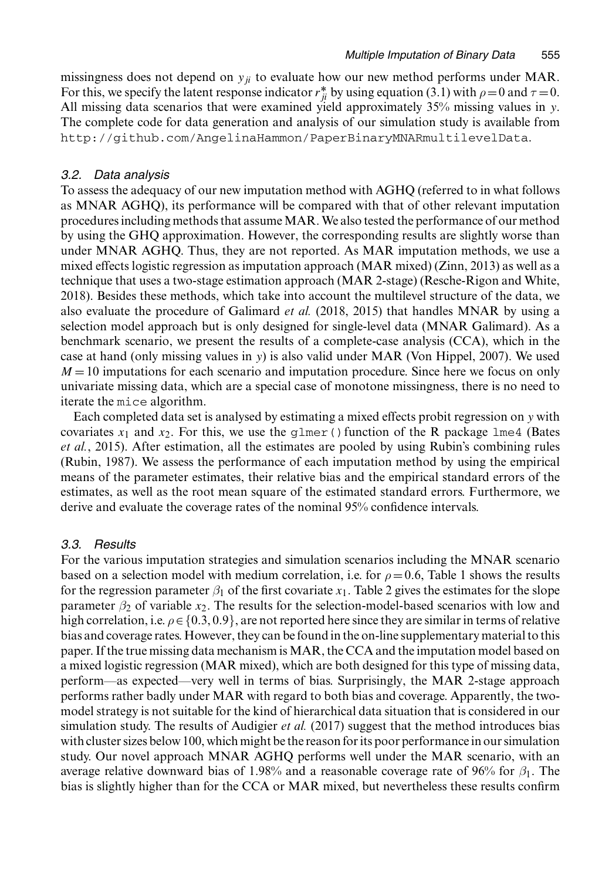missingness does not depend on $y_{ji}$ to evaluate how our new method performs under MAR. For this, we specify the latent response indicator $r^*_{ji}$ by using equation (3.1) with $\rho = 0$ and $\tau = 0$. All missing data scenarios that were examined yield approximately 35% missing values in $y$. The complete code for data generation and analysis of our simulation study is available from http://github.com/AngelinaHammon/PaperBinaryMNARmultilevelData.

### 3.2. Data analysis

To assess the adequacy of our new imputation method with AGHQ (referred to in what follows as MNAR AGHQ), its performance will be compared with that of other relevant imputation procedures including methods that assume MAR. We also tested the performance of our method by using the GHQ approximation. However, the corresponding results are slightly worse than under MNAR AGHQ. Thus, they are not reported. As MAR imputation methods, we use a mixed effects logistic regression as imputation approach (MAR mixed) (Zinn, 2013) as well as a technique that uses a two-stage estimation approach (MAR 2-stage) (Resche-Rigon and White, 2018). Besides these methods, which take into account the multilevel structure of the data, we also evaluate the procedure of Galimard *et al.* (2018, 2015) that handles MNAR by using a selection model approach but is only designed for single-level data (MNAR Galimard). As a benchmark scenario, we present the results of a complete-case analysis (CCA), which in the case at hand (only missing values in $y$) is also valid under MAR (Von Hippel, 2007). We used $M = 10$ imputations for each scenario and imputation procedure. Since here we focus on only univariate missing data, which are a special case of monotone missingness, there is no need to iterate the mice algorithm.

Each completed data set is analysed by estimating a mixed effects probit regression on $y$ with covariates $x_1$ and $x_2$. For this, we use the glmer() function of the R package lme4 (Bates *et al.*, 2015). After estimation, all the estimates are pooled by using Rubin's combining rules (Rubin, 1987). We assess the performance of each imputation method by using the empirical means of the parameter estimates, their relative bias and the empirical standard errors of the estimates, as well as the root mean square of the estimated standard errors. Furthermore, we derive and evaluate the coverage rates of the nominal 95% confidence intervals.

### 3.3. Results

For the various imputation strategies and simulation scenarios including the MNAR scenario based on a selection model with medium correlation, i.e. for $\rho = 0.6$, Table 1 shows the results for the regression parameter $\beta_1$ of the first covariate $x_1$. Table 2 gives the estimates for the slope parameter $\beta_2$ of variable $x_2$. The results for the selection-model-based scenarios with low and high correlation, i.e. $\rho \in \{0.3, 0.9\}$, are not reported here since they are similar in terms of relative bias and coverage rates. However, they can be found in the on-line supplementary material to this paper. If the true missing data mechanism is MAR, the CCA and the imputation model based on a mixed logistic regression (MAR mixed), which are both designed for this type of missing data, perform—as expected—very well in terms of bias. Surprisingly, the MAR 2-stage approach performs rather badly under MAR with regard to both bias and coverage. Apparently, the two-model strategy is not suitable for the kind of hierarchical data situation that is considered in our simulation study. The results of Audigier *et al.* (2017) suggest that the method introduces bias with cluster sizes below 100, which might be the reason for its poor performance in our simulation study. Our novel approach MNAR AGHQ performs well under the MAR scenario, with an average relative downward bias of 1.98% and a reasonable coverage rate of 96% for $\beta_1$. The bias is slightly higher than for the CCA or MAR mixed, but nevertheless these results confirm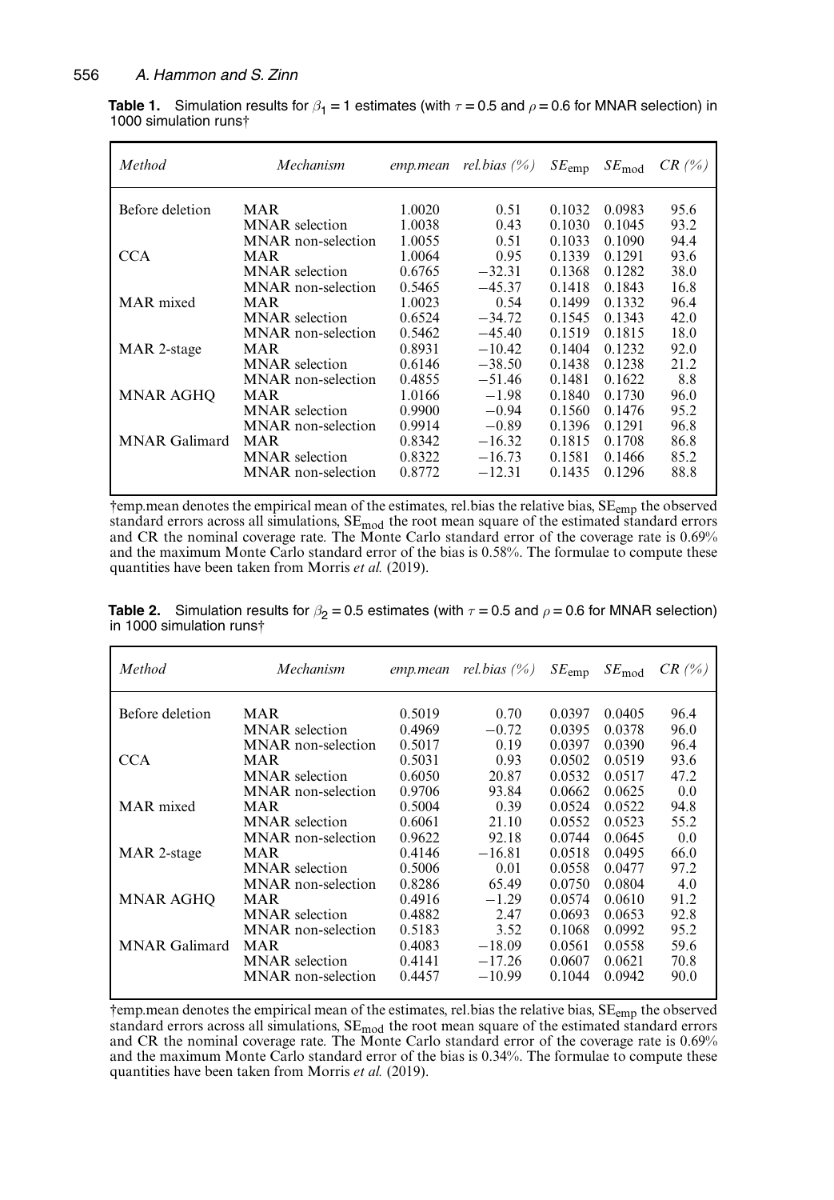**Table 1.** Simulation results for $\beta_1 = 1$ estimates (with $\tau = 0.5$ and $\rho = 0.6$ for MNAR selection) in 1000 simulation runs†

| *Method* | *Mechanism* | *emp.mean* | *rel.bias (%)* | $SE_{\text{emp}}$ | $SE_{\text{mod}}$ | *CR (%)* |
|---|---|---|---|---|---|---|
| Before deletion | MAR | 1.0020 | 0.51 | 0.1032 | 0.0983 | 95.6 |
| | MNAR selection | 1.0038 | 0.43 | 0.1030 | 0.1045 | 93.2 |
| | MNAR non-selection | 1.0055 | 0.51 | 0.1033 | 0.1090 | 94.4 |
| CCA | MAR | 1.0064 | 0.95 | 0.1339 | 0.1291 | 93.6 |
| | MNAR selection | 0.6765 | −32.31 | 0.1368 | 0.1282 | 38.0 |
| | MNAR non-selection | 0.5465 | −45.37 | 0.1418 | 0.1843 | 16.8 |
| MAR mixed | MAR | 1.0023 | 0.54 | 0.1499 | 0.1332 | 96.4 |
| | MNAR selection | 0.6524 | −34.72 | 0.1545 | 0.1343 | 42.0 |
| | MNAR non-selection | 0.5462 | −45.40 | 0.1519 | 0.1815 | 18.0 |
| MAR 2-stage | MAR | 0.8931 | −10.42 | 0.1404 | 0.1232 | 92.0 |
| | MNAR selection | 0.6146 | −38.50 | 0.1438 | 0.1238 | 21.2 |
| | MNAR non-selection | 0.4855 | −51.46 | 0.1481 | 0.1622 | 8.8 |
| MNAR AGHQ | MAR | 1.0166 | −1.98 | 0.1840 | 0.1730 | 96.0 |
| | MNAR selection | 0.9900 | −0.94 | 0.1560 | 0.1476 | 95.2 |
| | MNAR non-selection | 0.9914 | −0.89 | 0.1396 | 0.1291 | 96.8 |
| MNAR Galimard | MAR | 0.8342 | −16.32 | 0.1815 | 0.1708 | 86.8 |
| | MNAR selection | 0.8322 | −16.73 | 0.1581 | 0.1466 | 85.2 |
| | MNAR non-selection | 0.8772 | −12.31 | 0.1435 | 0.1296 | 88.8 |

†emp.mean denotes the empirical mean of the estimates, rel.bias the relative bias, $SE_{\text{emp}}$ the observed standard errors across all simulations, $SE_{\text{mod}}$ the root mean square of the estimated standard errors and CR the nominal coverage rate. The Monte Carlo standard error of the coverage rate is 0.69% and the maximum Monte Carlo standard error of the bias is 0.58%. The formulae to compute these quantities have been taken from Morris *et al.* (2019).

**Table 2.** Simulation results for $\beta_2 = 0.5$ estimates (with $\tau = 0.5$ and $\rho = 0.6$ for MNAR selection) in 1000 simulation runs†

| *Method* | *Mechanism* | *emp.mean* | *rel.bias (%)* | $SE_{\text{emp}}$ | $SE_{\text{mod}}$ | *CR (%)* |
|---|---|---|---|---|---|---|
| Before deletion | MAR | 0.5019 | 0.70 | 0.0397 | 0.0405 | 96.4 |
| | MNAR selection | 0.4969 | −0.72 | 0.0395 | 0.0378 | 96.0 |
| | MNAR non-selection | 0.5017 | 0.19 | 0.0397 | 0.0390 | 96.4 |
| CCA | MAR | 0.5031 | 0.93 | 0.0502 | 0.0519 | 93.6 |
| | MNAR selection | 0.6050 | 20.87 | 0.0532 | 0.0517 | 47.2 |
| | MNAR non-selection | 0.9706 | 93.84 | 0.0662 | 0.0625 | 0.0 |
| MAR mixed | MAR | 0.5004 | 0.39 | 0.0524 | 0.0522 | 94.8 |
| | MNAR selection | 0.6061 | 21.10 | 0.0552 | 0.0523 | 55.2 |
| | MNAR non-selection | 0.9622 | 92.18 | 0.0744 | 0.0645 | 0.0 |
| MAR 2-stage | MAR | 0.4146 | −16.81 | 0.0518 | 0.0495 | 66.0 |
| | MNAR selection | 0.5006 | 0.01 | 0.0558 | 0.0477 | 97.2 |
| | MNAR non-selection | 0.8286 | 65.49 | 0.0750 | 0.0804 | 4.0 |
| MNAR AGHQ | MAR | 0.4916 | −1.29 | 0.0574 | 0.0610 | 91.2 |
| | MNAR selection | 0.4882 | 2.47 | 0.0693 | 0.0653 | 92.8 |
| | MNAR non-selection | 0.5183 | 3.52 | 0.1068 | 0.0992 | 95.2 |
| MNAR Galimard | MAR | 0.4083 | −18.09 | 0.0561 | 0.0558 | 59.6 |
| | MNAR selection | 0.4141 | −17.26 | 0.0607 | 0.0621 | 70.8 |
| | MNAR non-selection | 0.4457 | −10.99 | 0.1044 | 0.0942 | 90.0 |

†emp.mean denotes the empirical mean of the estimates, rel.bias the relative bias, $SE_{\text{emp}}$ the observed standard errors across all simulations, $SE_{\text{mod}}$ the root mean square of the estimated standard errors and CR the nominal coverage rate. The Monte Carlo standard error of the coverage rate is 0.69% and the maximum Monte Carlo standard error of the bias is 0.34%. The formulae to compute these quantities have been taken from Morris *et al.* (2019).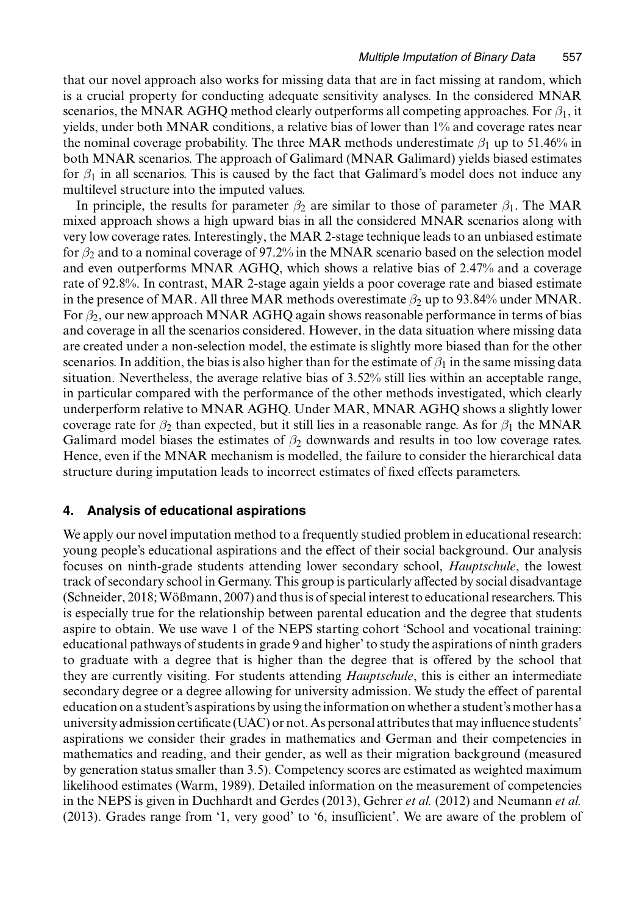that our novel approach also works for missing data that are in fact missing at random, which is a crucial property for conducting adequate sensitivity analyses. In the considered MNAR scenarios, the MNAR AGHQ method clearly outperforms all competing approaches. For $\beta_1$, it yields, under both MNAR conditions, a relative bias of lower than 1% and coverage rates near the nominal coverage probability. The three MAR methods underestimate $\beta_1$ up to 51.46% in both MNAR scenarios. The approach of Galimard (MNAR Galimard) yields biased estimates for $\beta_1$ in all scenarios. This is caused by the fact that Galimard's model does not induce any multilevel structure into the imputed values.

In principle, the results for parameter $\beta_2$ are similar to those of parameter $\beta_1$. The MAR mixed approach shows a high upward bias in all the considered MNAR scenarios along with very low coverage rates. Interestingly, the MAR 2-stage technique leads to an unbiased estimate for $\beta_2$ and to a nominal coverage of 97.2% in the MNAR scenario based on the selection model and even outperforms MNAR AGHQ, which shows a relative bias of 2.47% and a coverage rate of 92.8%. In contrast, MAR 2-stage again yields a poor coverage rate and biased estimate in the presence of MAR. All three MAR methods overestimate $\beta_2$ up to 93.84% under MNAR. For $\beta_2$, our new approach MNAR AGHQ again shows reasonable performance in terms of bias and coverage in all the scenarios considered. However, in the data situation where missing data are created under a non-selection model, the estimate is slightly more biased than for the other scenarios. In addition, the bias is also higher than for the estimate of $\beta_1$ in the same missing data situation. Nevertheless, the average relative bias of 3.52% still lies within an acceptable range, in particular compared with the performance of the other methods investigated, which clearly underperform relative to MNAR AGHQ. Under MAR, MNAR AGHQ shows a slightly lower coverage rate for $\beta_2$ than expected, but it still lies in a reasonable range. As for $\beta_1$ the MNAR Galimard model biases the estimates of $\beta_2$ downwards and results in too low coverage rates. Hence, even if the MNAR mechanism is modelled, the failure to consider the hierarchical data structure during imputation leads to incorrect estimates of fixed effects parameters.

## 4. Analysis of educational aspirations

We apply our novel imputation method to a frequently studied problem in educational research: young people's educational aspirations and the effect of their social background. Our analysis focuses on ninth-grade students attending lower secondary school, *Hauptschule*, the lowest track of secondary school in Germany. This group is particularly affected by social disadvantage (Schneider, 2018; Wößmann, 2007) and thus is of special interest to educational researchers. This is especially true for the relationship between parental education and the degree that students aspire to obtain. We use wave 1 of the NEPS starting cohort 'School and vocational training: educational pathways of students in grade 9 and higher' to study the aspirations of ninth graders to graduate with a degree that is higher than the degree that is offered by the school that they are currently visiting. For students attending *Hauptschule*, this is either an intermediate secondary degree or a degree allowing for university admission. We study the effect of parental education on a student's aspirations by using the information on whether a student's mother has a university admission certificate (UAC) or not. As personal attributes that may influence students' aspirations we consider their grades in mathematics and German and their competencies in mathematics and reading, and their gender, as well as their migration background (measured by generation status smaller than 3.5). Competency scores are estimated as weighted maximum likelihood estimates (Warm, 1989). Detailed information on the measurement of competencies in the NEPS is given in Duchhardt and Gerdes (2013), Gehrer *et al.* (2012) and Neumann *et al.* (2013). Grades range from '1, very good' to '6, insufficient'. We are aware of the problem of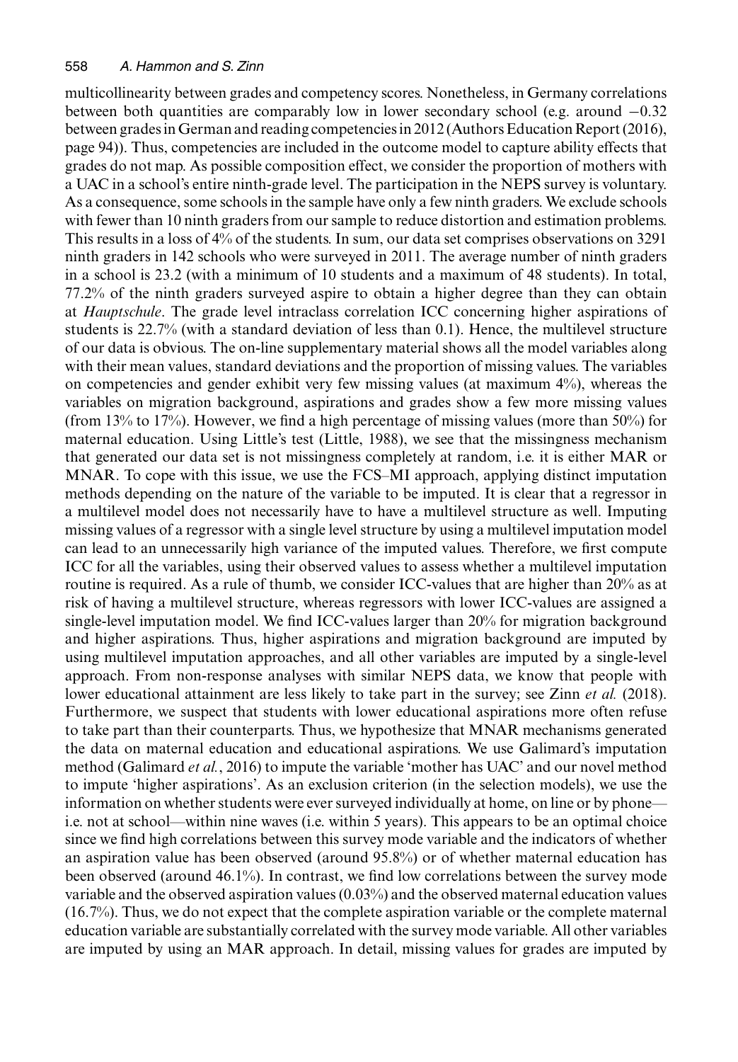multicollinearity between grades and competency scores. Nonetheless, in Germany correlations between both quantities are comparably low in lower secondary school (e.g. around $-0.32$ between grades in German and reading competencies in 2012 (Authors Education Report (2016), page 94)). Thus, competencies are included in the outcome model to capture ability effects that grades do not map. As possible composition effect, we consider the proportion of mothers with a UAC in a school's entire ninth-grade level. The participation in the NEPS survey is voluntary. As a consequence, some schools in the sample have only a few ninth graders. We exclude schools with fewer than 10 ninth graders from our sample to reduce distortion and estimation problems. This results in a loss of 4% of the students. In sum, our data set comprises observations on 3291 ninth graders in 142 schools who were surveyed in 2011. The average number of ninth graders in a school is 23.2 (with a minimum of 10 students and a maximum of 48 students). In total, 77.2% of the ninth graders surveyed aspire to obtain a higher degree than they can obtain at *Hauptschule*. The grade level intraclass correlation ICC concerning higher aspirations of students is 22.7% (with a standard deviation of less than 0.1). Hence, the multilevel structure of our data is obvious. The on-line supplementary material shows all the model variables along with their mean values, standard deviations and the proportion of missing values. The variables on competencies and gender exhibit very few missing values (at maximum 4%), whereas the variables on migration background, aspirations and grades show a few more missing values (from 13% to 17%). However, we find a high percentage of missing values (more than 50%) for maternal education. Using Little's test (Little, 1988), we see that the missingness mechanism that generated our data set is not missingness completely at random, i.e. it is either MAR or MNAR. To cope with this issue, we use the FCS–MI approach, applying distinct imputation methods depending on the nature of the variable to be imputed. It is clear that a regressor in a multilevel model does not necessarily have to have a multilevel structure as well. Imputing missing values of a regressor with a single level structure by using a multilevel imputation model can lead to an unnecessarily high variance of the imputed values. Therefore, we first compute ICC for all the variables, using their observed values to assess whether a multilevel imputation routine is required. As a rule of thumb, we consider ICC-values that are higher than 20% as at risk of having a multilevel structure, whereas regressors with lower ICC-values are assigned a single-level imputation model. We find ICC-values larger than 20% for migration background and higher aspirations. Thus, higher aspirations and migration background are imputed by using multilevel imputation approaches, and all other variables are imputed by a single-level approach. From non-response analyses with similar NEPS data, we know that people with lower educational attainment are less likely to take part in the survey; see Zinn *et al.* (2018). Furthermore, we suspect that students with lower educational aspirations more often refuse to take part than their counterparts. Thus, we hypothesize that MNAR mechanisms generated the data on maternal education and educational aspirations. We use Galimard's imputation method (Galimard *et al.*, 2016) to impute the variable 'mother has UAC' and our novel method to impute 'higher aspirations'. As an exclusion criterion (in the selection models), we use the information on whether students were ever surveyed individually at home, on line or by phone—i.e. not at school—within nine waves (i.e. within 5 years). This appears to be an optimal choice since we find high correlations between this survey mode variable and the indicators of whether an aspiration value has been observed (around 95.8%) or of whether maternal education has been observed (around 46.1%). In contrast, we find low correlations between the survey mode variable and the observed aspiration values (0.03%) and the observed maternal education values (16.7%). Thus, we do not expect that the complete aspiration variable or the complete maternal education variable are substantially correlated with the survey mode variable. All other variables are imputed by using an MAR approach. In detail, missing values for grades are imputed by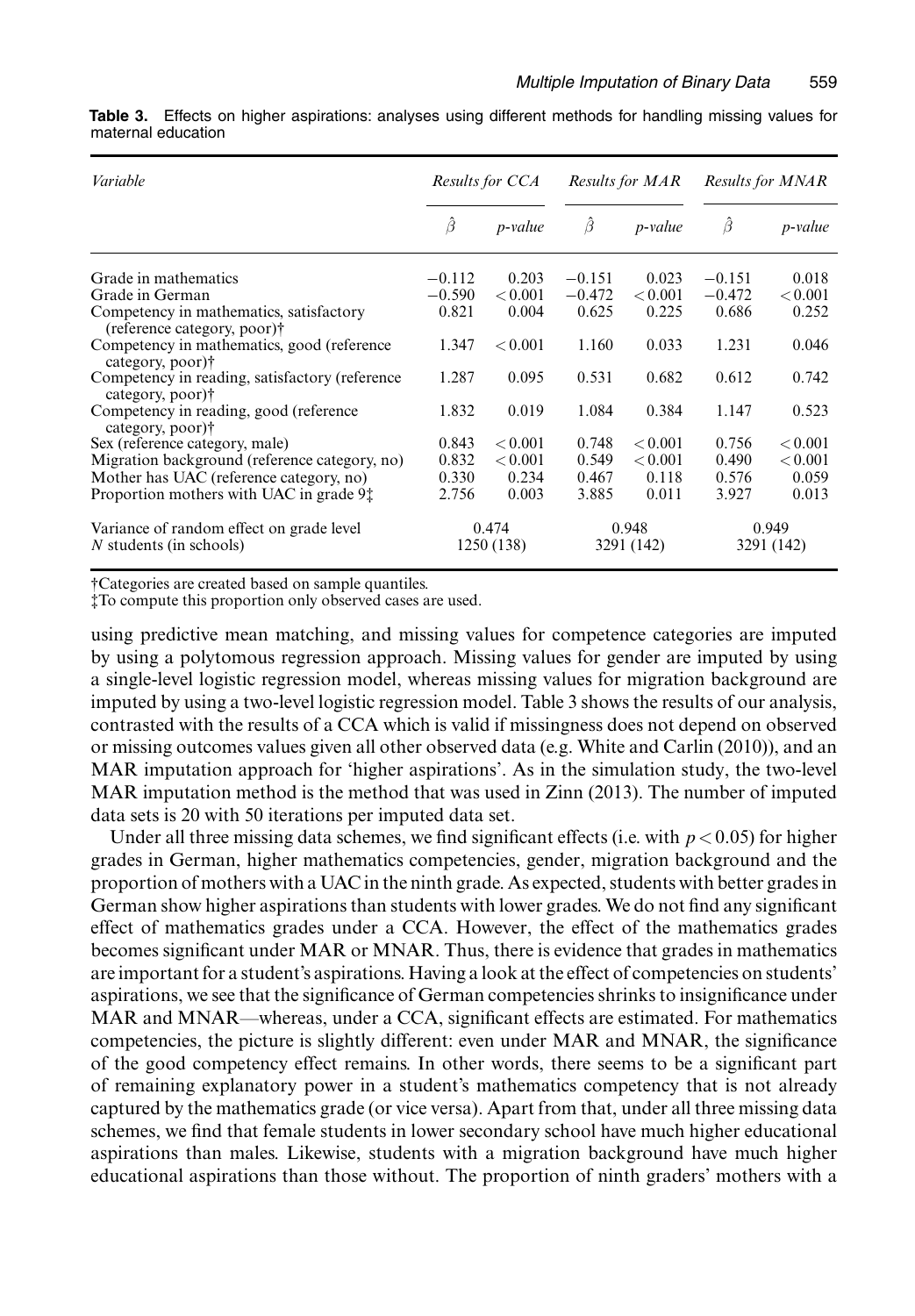**Table 3.** Effects on higher aspirations: analyses using different methods for handling missing values for maternal education

| *Variable* | *Results for CCA* | | *Results for MAR* | | *Results for MNAR* | |
|---|---|---|---|---|---|---|
| | $\hat{\beta}$ | *p-value* | $\hat{\beta}$ | *p-value* | $\hat{\beta}$ | *p-value* |
| Grade in mathematics | −0.112 | 0.203 | −0.151 | 0.023 | −0.151 | 0.018 |
| Grade in German | −0.590 | < 0.001 | −0.472 | < 0.001 | −0.472 | < 0.001 |
| Competency in mathematics, satisfactory (reference category, poor)† | 0.821 | 0.004 | 0.625 | 0.225 | 0.686 | 0.252 |
| Competency in mathematics, good (reference category, poor)† | 1.347 | < 0.001 | 1.160 | 0.033 | 1.231 | 0.046 |
| Competency in reading, satisfactory (reference category, poor)† | 1.287 | 0.095 | 0.531 | 0.682 | 0.612 | 0.742 |
| Competency in reading, good (reference category, poor)† | 1.832 | 0.019 | 1.084 | 0.384 | 1.147 | 0.523 |
| Sex (reference category, male) | 0.843 | < 0.001 | 0.748 | < 0.001 | 0.756 | < 0.001 |
| Migration background (reference category, no) | 0.832 | < 0.001 | 0.549 | < 0.001 | 0.490 | < 0.001 |
| Mother has UAC (reference category, no) | 0.330 | 0.234 | 0.467 | 0.118 | 0.576 | 0.059 |
| Proportion mothers with UAC in grade 9‡ | 2.756 | 0.003 | 3.885 | 0.011 | 3.927 | 0.013 |
| Variance of random effect on grade level | 0.474 | | 0.948 | | 0.949 | |
| *N* students (in schools) | 1250 (138) | | 3291 (142) | | 3291 (142) | |

†Categories are created based on sample quantiles.
‡To compute this proportion only observed cases are used.

using predictive mean matching, and missing values for competence categories are imputed by using a polytomous regression approach. Missing values for gender are imputed by using a single-level logistic regression model, whereas missing values for migration background are imputed by using a two-level logistic regression model. Table 3 shows the results of our analysis, contrasted with the results of a CCA which is valid if missingness does not depend on observed or missing outcomes values given all other observed data (e.g. White and Carlin (2010)), and an MAR imputation approach for 'higher aspirations'. As in the simulation study, the two-level MAR imputation method is the method that was used in Zinn (2013). The number of imputed data sets is 20 with 50 iterations per imputed data set.

Under all three missing data schemes, we find significant effects (i.e. with $p < 0.05$) for higher grades in German, higher mathematics competencies, gender, migration background and the proportion of mothers with a UAC in the ninth grade. As expected, students with better grades in German show higher aspirations than students with lower grades. We do not find any significant effect of mathematics grades under a CCA. However, the effect of the mathematics grades becomes significant under MAR or MNAR. Thus, there is evidence that grades in mathematics are important for a student's aspirations. Having a look at the effect of competencies on students' aspirations, we see that the significance of German competencies shrinks to insignificance under MAR and MNAR—whereas, under a CCA, significant effects are estimated. For mathematics competencies, the picture is slightly different: even under MAR and MNAR, the significance of the good competency effect remains. In other words, there seems to be a significant part of remaining explanatory power in a student's mathematics competency that is not already captured by the mathematics grade (or vice versa). Apart from that, under all three missing data schemes, we find that female students in lower secondary school have much higher educational aspirations than males. Likewise, students with a migration background have much higher educational aspirations than those without. The proportion of ninth graders' mothers with a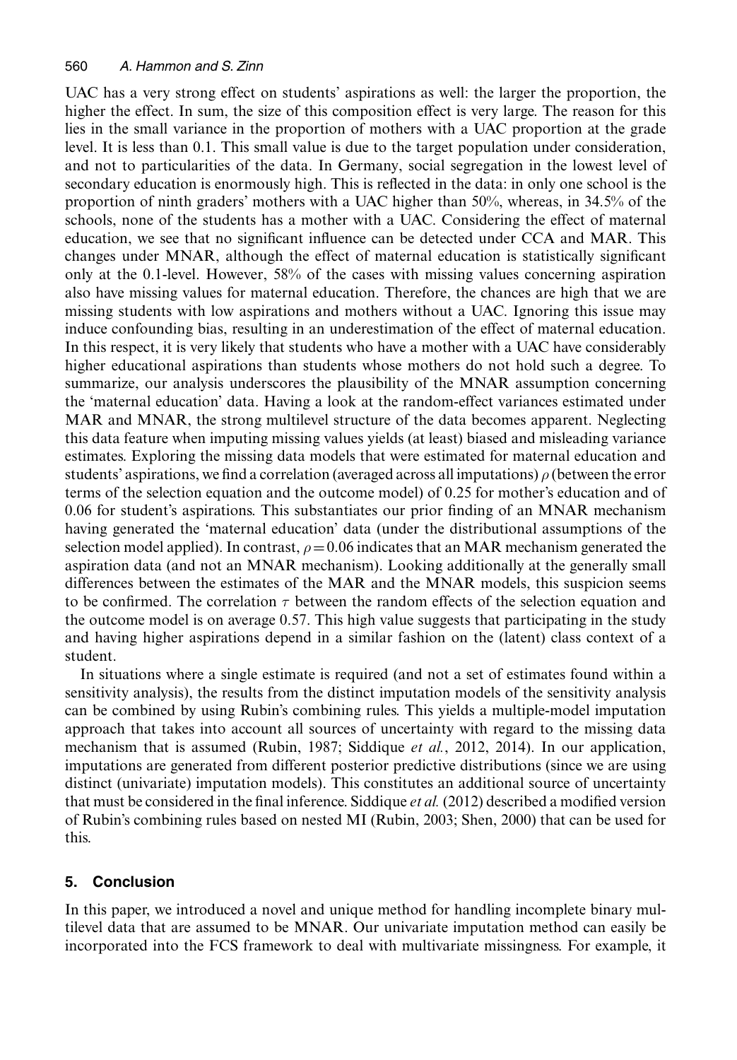UAC has a very strong effect on students' aspirations as well: the larger the proportion, the higher the effect. In sum, the size of this composition effect is very large. The reason for this lies in the small variance in the proportion of mothers with a UAC proportion at the grade level. It is less than 0.1. This small value is due to the target population under consideration, and not to particularities of the data. In Germany, social segregation in the lowest level of secondary education is enormously high. This is reflected in the data: in only one school is the proportion of ninth graders' mothers with a UAC higher than 50%, whereas, in 34.5% of the schools, none of the students has a mother with a UAC. Considering the effect of maternal education, we see that no significant influence can be detected under CCA and MAR. This changes under MNAR, although the effect of maternal education is statistically significant only at the 0.1-level. However, 58% of the cases with missing values concerning aspiration also have missing values for maternal education. Therefore, the chances are high that we are missing students with low aspirations and mothers without a UAC. Ignoring this issue may induce confounding bias, resulting in an underestimation of the effect of maternal education. In this respect, it is very likely that students who have a mother with a UAC have considerably higher educational aspirations than students whose mothers do not hold such a degree. To summarize, our analysis underscores the plausibility of the MNAR assumption concerning the 'maternal education' data. Having a look at the random-effect variances estimated under MAR and MNAR, the strong multilevel structure of the data becomes apparent. Neglecting this data feature when imputing missing values yields (at least) biased and misleading variance estimates. Exploring the missing data models that were estimated for maternal education and students' aspirations, we find a correlation (averaged across all imputations) $\rho$ (between the error terms of the selection equation and the outcome model) of 0.25 for mother's education and of 0.06 for student's aspirations. This substantiates our prior finding of an MNAR mechanism having generated the 'maternal education' data (under the distributional assumptions of the selection model applied). In contrast, $\rho = 0.06$ indicates that an MAR mechanism generated the aspiration data (and not an MNAR mechanism). Looking additionally at the generally small differences between the estimates of the MAR and the MNAR models, this suspicion seems to be confirmed. The correlation $\tau$ between the random effects of the selection equation and the outcome model is on average 0.57. This high value suggests that participating in the study and having higher aspirations depend in a similar fashion on the (latent) class context of a student.

In situations where a single estimate is required (and not a set of estimates found within a sensitivity analysis), the results from the distinct imputation models of the sensitivity analysis can be combined by using Rubin's combining rules. This yields a multiple-model imputation approach that takes into account all sources of uncertainty with regard to the missing data mechanism that is assumed (Rubin, 1987; Siddique *et al.*, 2012, 2014). In our application, imputations are generated from different posterior predictive distributions (since we are using distinct (univariate) imputation models). This constitutes an additional source of uncertainty that must be considered in the final inference. Siddique *et al.* (2012) described a modified version of Rubin's combining rules based on nested MI (Rubin, 2003; Shen, 2000) that can be used for this.

## 5. Conclusion

In this paper, we introduced a novel and unique method for handling incomplete binary multilevel data that are assumed to be MNAR. Our univariate imputation method can easily be incorporated into the FCS framework to deal with multivariate missingness. For example, it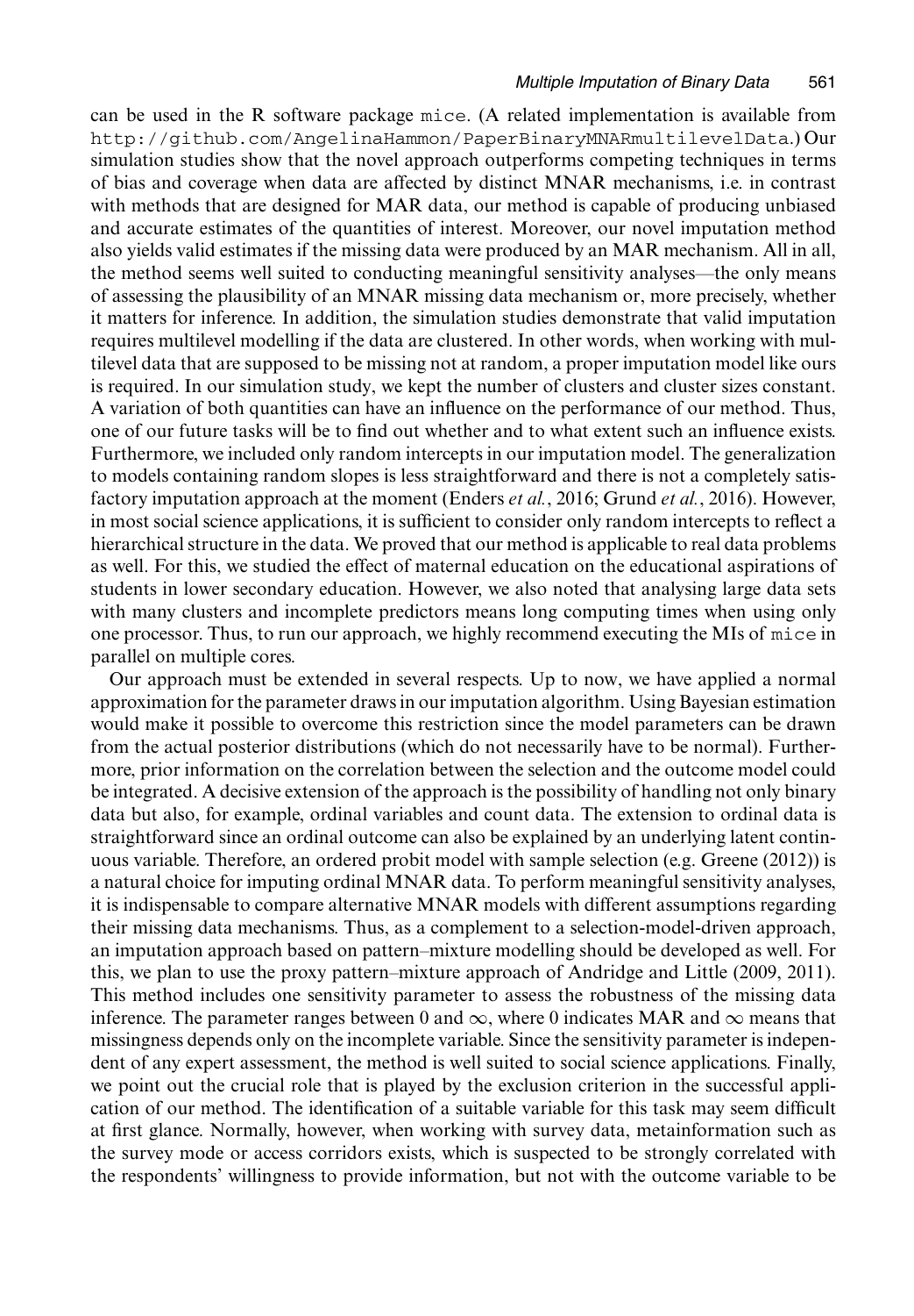can be used in the R software package mice. (A related implementation is available from http://github.com/AngelinaHammon/PaperBinaryMNARmultilevelData.) Our simulation studies show that the novel approach outperforms competing techniques in terms of bias and coverage when data are affected by distinct MNAR mechanisms, i.e. in contrast with methods that are designed for MAR data, our method is capable of producing unbiased and accurate estimates of the quantities of interest. Moreover, our novel imputation method also yields valid estimates if the missing data were produced by an MAR mechanism. All in all, the method seems well suited to conducting meaningful sensitivity analyses—the only means of assessing the plausibility of an MNAR missing data mechanism or, more precisely, whether it matters for inference. In addition, the simulation studies demonstrate that valid imputation requires multilevel modelling if the data are clustered. In other words, when working with multilevel data that are supposed to be missing not at random, a proper imputation model like ours is required. In our simulation study, we kept the number of clusters and cluster sizes constant. A variation of both quantities can have an influence on the performance of our method. Thus, one of our future tasks will be to find out whether and to what extent such an influence exists. Furthermore, we included only random intercepts in our imputation model. The generalization to models containing random slopes is less straightforward and there is not a completely satisfactory imputation approach at the moment (Enders *et al.*, 2016; Grund *et al.*, 2016). However, in most social science applications, it is sufficient to consider only random intercepts to reflect a hierarchical structure in the data. We proved that our method is applicable to real data problems as well. For this, we studied the effect of maternal education on the educational aspirations of students in lower secondary education. However, we also noted that analysing large data sets with many clusters and incomplete predictors means long computing times when using only one processor. Thus, to run our approach, we highly recommend executing the MIs of mice in parallel on multiple cores.

Our approach must be extended in several respects. Up to now, we have applied a normal approximation for the parameter draws in our imputation algorithm. Using Bayesian estimation would make it possible to overcome this restriction since the model parameters can be drawn from the actual posterior distributions (which do not necessarily have to be normal). Furthermore, prior information on the correlation between the selection and the outcome model could be integrated. A decisive extension of the approach is the possibility of handling not only binary data but also, for example, ordinal variables and count data. The extension to ordinal data is straightforward since an ordinal outcome can also be explained by an underlying latent continuous variable. Therefore, an ordered probit model with sample selection (e.g. Greene (2012)) is a natural choice for imputing ordinal MNAR data. To perform meaningful sensitivity analyses, it is indispensable to compare alternative MNAR models with different assumptions regarding their missing data mechanisms. Thus, as a complement to a selection-model-driven approach, an imputation approach based on pattern–mixture modelling should be developed as well. For this, we plan to use the proxy pattern–mixture approach of Andridge and Little (2009, 2011). This method includes one sensitivity parameter to assess the robustness of the missing data inference. The parameter ranges between 0 and $\infty$, where 0 indicates MAR and $\infty$ means that missingness depends only on the incomplete variable. Since the sensitivity parameter is independent of any expert assessment, the method is well suited to social science applications. Finally, we point out the crucial role that is played by the exclusion criterion in the successful application of our method. The identification of a suitable variable for this task may seem difficult at first glance. Normally, however, when working with survey data, metainformation such as the survey mode or access corridors exists, which is suspected to be strongly correlated with the respondents' willingness to provide information, but not with the outcome variable to be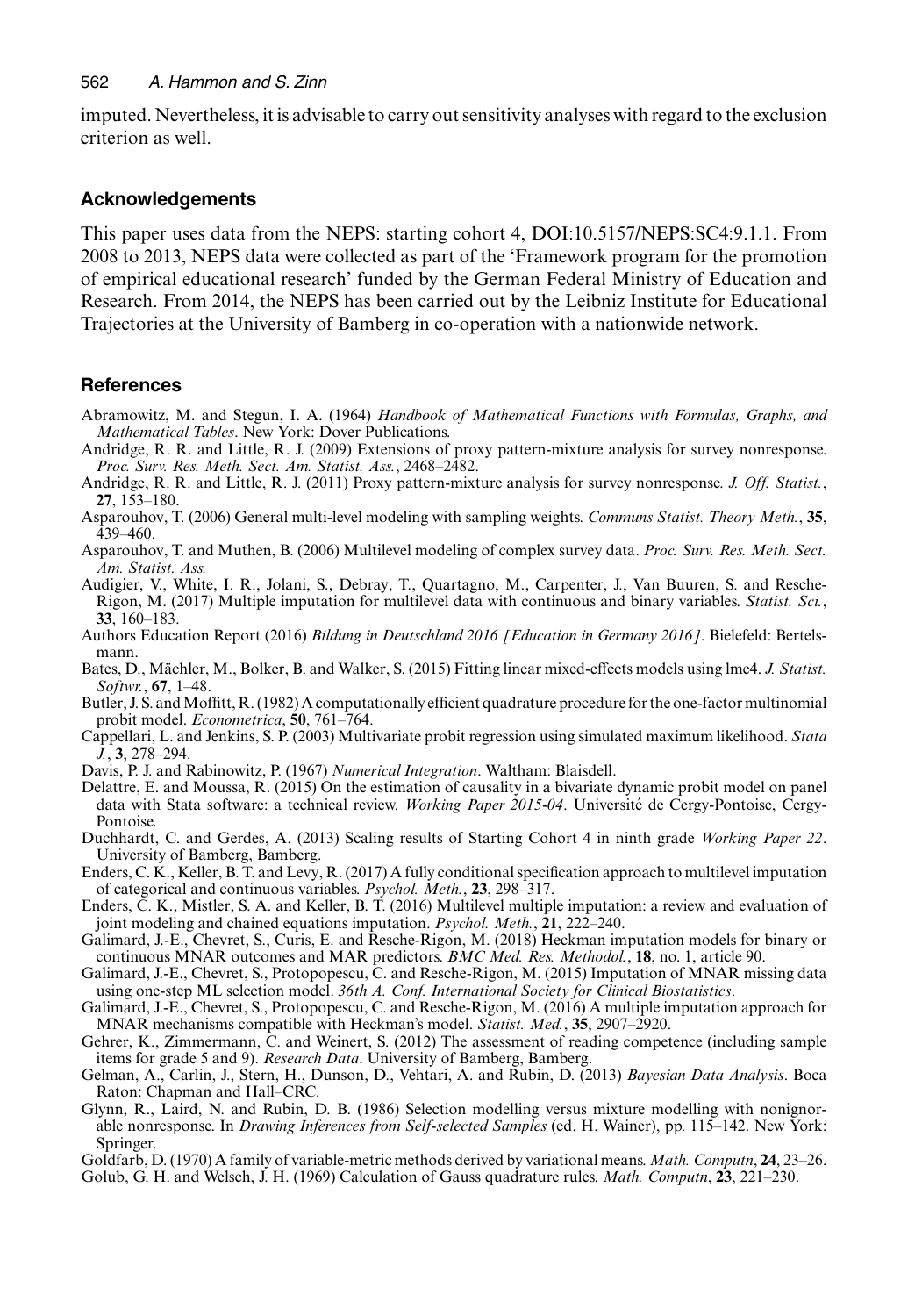imputed. Nevertheless, it is advisable to carry out sensitivity analyses with regard to the exclusion criterion as well.

## Acknowledgements

This paper uses data from the NEPS: starting cohort 4, DOI:10.5157/NEPS:SC4:9.1.1. From 2008 to 2013, NEPS data were collected as part of the 'Framework program for the promotion of empirical educational research' funded by the German Federal Ministry of Education and Research. From 2014, the NEPS has been carried out by the Leibniz Institute for Educational Trajectories at the University of Bamberg in co-operation with a nationwide network.

## References

Abramowitz, M. and Stegun, I. A. (1964) *Handbook of Mathematical Functions with Formulas, Graphs, and Mathematical Tables*. New York: Dover Publications.

Andridge, R. R. and Little, R. J. (2009) Extensions of proxy pattern-mixture analysis for survey nonresponse. *Proc. Surv. Res. Meth. Sect. Am. Statist. Ass.*, 2468–2482.

Andridge, R. R. and Little, R. J. (2011) Proxy pattern-mixture analysis for survey nonresponse. *J. Off. Statist.*, **27**, 153–180.

Asparouhov, T. (2006) General multi-level modeling with sampling weights. *Communs Statist. Theory Meth.*, **35**, 439–460.

Asparouhov, T. and Muthen, B. (2006) Multilevel modeling of complex survey data. *Proc. Surv. Res. Meth. Sect. Am. Statist. Ass.*

Audigier, V., White, I. R., Jolani, S., Debray, T., Quartagno, M., Carpenter, J., Van Buuren, S. and Resche-Rigon, M. (2017) Multiple imputation for multilevel data with continuous and binary variables. *Statist. Sci.*, **33**, 160–183.

Authors Education Report (2016) *Bildung in Deutschland 2016 [Education in Germany 2016]*. Bielefeld: Bertelsmann.

Bates, D., Mächler, M., Bolker, B. and Walker, S. (2015) Fitting linear mixed-effects models using lme4. *J. Statist. Softwr.*, **67**, 1–48.

Butler, J. S. and Moffitt, R. (1982) A computationally efficient quadrature procedure for the one-factor multinomial probit model. *Econometrica*, **50**, 761–764.

Cappellari, L. and Jenkins, S. P. (2003) Multivariate probit regression using simulated maximum likelihood. *Stata J.*, **3**, 278–294.

Davis, P. J. and Rabinowitz, P. (1967) *Numerical Integration*. Waltham: Blaisdell.

Delattre, E. and Moussa, R. (2015) On the estimation of causality in a bivariate dynamic probit model on panel data with Stata software: a technical review. *Working Paper 2015-04*. Université de Cergy-Pontoise, Cergy-Pontoise.

Duchhardt, C. and Gerdes, A. (2013) Scaling results of Starting Cohort 4 in ninth grade *Working Paper 22*. University of Bamberg, Bamberg.

Enders, C. K., Keller, B. T. and Levy, R. (2017) A fully conditional specification approach to multilevel imputation of categorical and continuous variables. *Psychol. Meth.*, **23**, 298–317.

Enders, C. K., Mistler, S. A. and Keller, B. T. (2016) Multilevel multiple imputation: a review and evaluation of joint modeling and chained equations imputation. *Psychol. Meth.*, **21**, 222–240.

Galimard, J.-E., Chevret, S., Curis, E. and Resche-Rigon, M. (2018) Heckman imputation models for binary or continuous MNAR outcomes and MAR predictors. *BMC Med. Res. Methodol.*, **18**, no. 1, article 90.

Galimard, J.-E., Chevret, S., Protopopescu, C. and Resche-Rigon, M. (2015) Imputation of MNAR missing data using one-step ML selection model. *36th A. Conf. International Society for Clinical Biostatistics*.

Galimard, J.-E., Chevret, S., Protopopescu, C. and Resche-Rigon, M. (2016) A multiple imputation approach for MNAR mechanisms compatible with Heckman's model. *Statist. Med.*, **35**, 2907–2920.

Gehrer, K., Zimmermann, C. and Weinert, S. (2012) The assessment of reading competence (including sample items for grade 5 and 9). *Research Data*. University of Bamberg, Bamberg.

Gelman, A., Carlin, J., Stern, H., Dunson, D., Vehtari, A. and Rubin, D. (2013) *Bayesian Data Analysis*. Boca Raton: Chapman and Hall–CRC.

Glynn, R., Laird, N. and Rubin, D. B. (1986) Selection modelling versus mixture modelling with nonignorable nonresponse. In *Drawing Inferences from Self-selected Samples* (ed. H. Wainer), pp. 115–142. New York: Springer.

Goldfarb, D. (1970) A family of variable-metric methods derived by variational means. *Math. Computn*, **24**, 23–26.

Golub, G. H. and Welsch, J. H. (1969) Calculation of Gauss quadrature rules. *Math. Computn*, **23**, 221–230.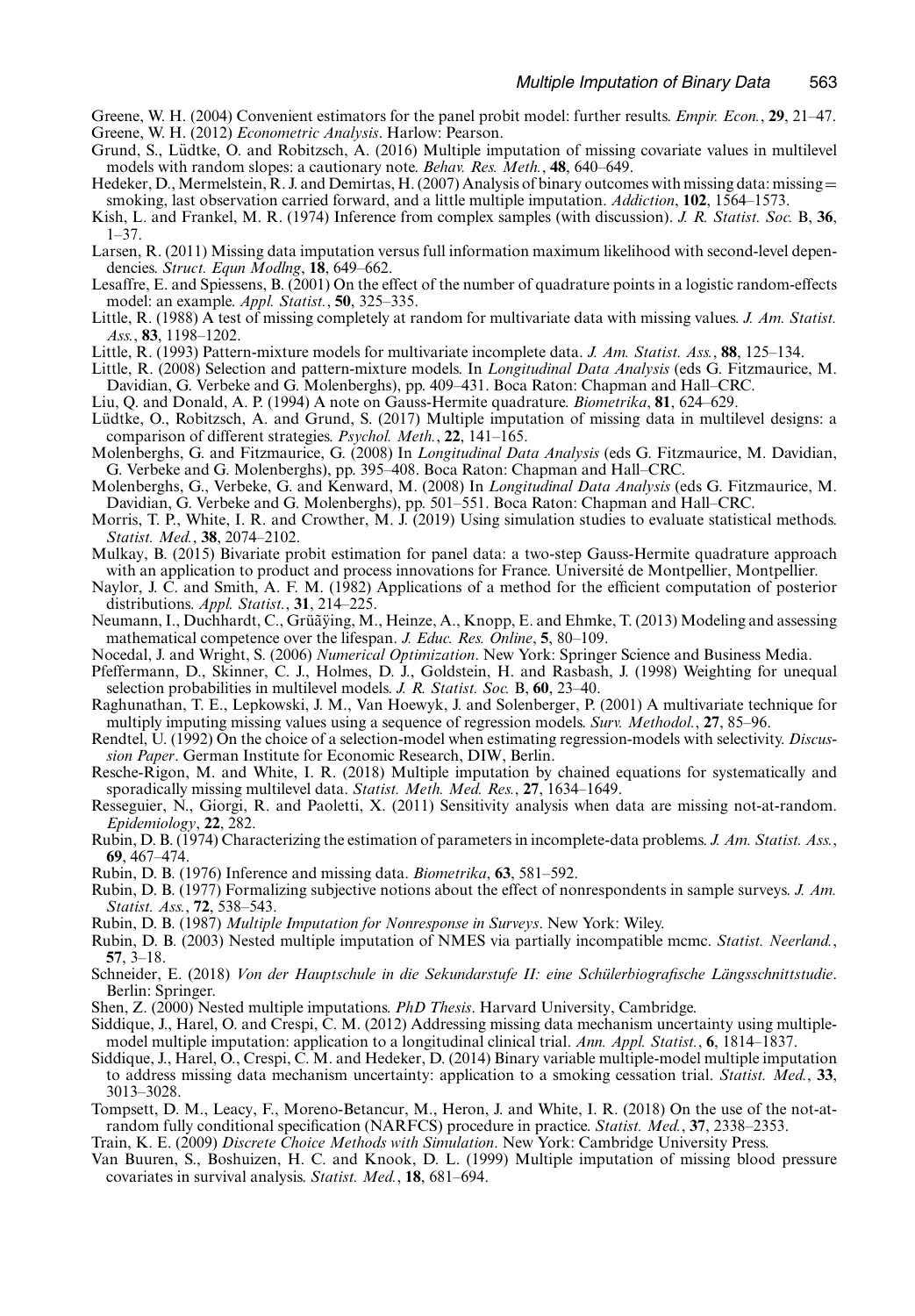Greene, W. H. (2004) Convenient estimators for the panel probit model: further results. *Empir. Econ.*, **29**, 21–47.

Greene, W. H. (2012) *Econometric Analysis*. Harlow: Pearson.

Grund, S., Lüdtke, O. and Robitzsch, A. (2016) Multiple imputation of missing covariate values in multilevel models with random slopes: a cautionary note. *Behav. Res. Meth.*, **48**, 640–649.

Hedeker, D., Mermelstein, R. J. and Demirtas, H. (2007) Analysis of binary outcomes with missing data: missing = smoking, last observation carried forward, and a little multiple imputation. *Addiction*, **102**, 1564–1573.

Kish, L. and Frankel, M. R. (1974) Inference from complex samples (with discussion). *J. R. Statist. Soc.* B, **36**, 1–37.

Larsen, R. (2011) Missing data imputation versus full information maximum likelihood with second-level dependencies. *Struct. Equn Modlng*, **18**, 649–662.

Lesaffre, E. and Spiessens, B. (2001) On the effect of the number of quadrature points in a logistic random-effects model: an example. *Appl. Statist.*, **50**, 325–335.

Little, R. (1988) A test of missing completely at random for multivariate data with missing values. *J. Am. Statist. Ass.*, **83**, 1198–1202.

Little, R. (1993) Pattern-mixture models for multivariate incomplete data. *J. Am. Statist. Ass.*, **88**, 125–134.

Little, R. (2008) Selection and pattern-mixture models. In *Longitudinal Data Analysis* (eds G. Fitzmaurice, M. Davidian, G. Verbeke and G. Molenberghs), pp. 409–431. Boca Raton: Chapman and Hall–CRC.

Liu, Q. and Donald, A. P. (1994) A note on Gauss-Hermite quadrature. *Biometrika*, **81**, 624–629.

Lüdtke, O., Robitzsch, A. and Grund, S. (2017) Multiple imputation of missing data in multilevel designs: a comparison of different strategies. *Psychol. Meth.*, **22**, 141–165.

Molenberghs, G. and Fitzmaurice, G. (2008) In *Longitudinal Data Analysis* (eds G. Fitzmaurice, M. Davidian, G. Verbeke and G. Molenberghs), pp. 395–408. Boca Raton: Chapman and Hall–CRC.

Molenberghs, G., Verbeke, G. and Kenward, M. (2008) In *Longitudinal Data Analysis* (eds G. Fitzmaurice, M. Davidian, G. Verbeke and G. Molenberghs), pp. 501–551. Boca Raton: Chapman and Hall–CRC.

Morris, T. P., White, I. R. and Crowther, M. J. (2019) Using simulation studies to evaluate statistical methods. *Statist. Med.*, **38**, 2074–2102.

Mulkay, B. (2015) Bivariate probit estimation for panel data: a two-step Gauss-Hermite quadrature approach with an application to product and process innovations for France. Université de Montpellier, Montpellier.

Naylor, J. C. and Smith, A. F. M. (1982) Applications of a method for the efficient computation of posterior distributions. *Appl. Statist.*, **31**, 214–225.

Neumann, I., Duchhardt, C., Grüãÿing, M., Heinze, A., Knopp, E. and Ehmke, T. (2013) Modeling and assessing mathematical competence over the lifespan. *J. Educ. Res. Online*, **5**, 80–109.

Nocedal, J. and Wright, S. (2006) *Numerical Optimization*. New York: Springer Science and Business Media.

Pfeffermann, D., Skinner, C. J., Holmes, D. J., Goldstein, H. and Rasbash, J. (1998) Weighting for unequal selection probabilities in multilevel models. *J. R. Statist. Soc.* B, **60**, 23–40.

Raghunathan, T. E., Lepkowski, J. M., Van Hoewyk, J. and Solenberger, P. (2001) A multivariate technique for multiply imputing missing values using a sequence of regression models. *Surv. Methodol.*, **27**, 85–96.

Rendtel, U. (1992) On the choice of a selection-model when estimating regression-models with selectivity. *Discussion Paper*. German Institute for Economic Research, DIW, Berlin.

Resche-Rigon, M. and White, I. R. (2018) Multiple imputation by chained equations for systematically and sporadically missing multilevel data. *Statist. Meth. Med. Res.*, **27**, 1634–1649.

Resseguier, N., Giorgi, R. and Paoletti, X. (2011) Sensitivity analysis when data are missing not-at-random. *Epidemiology*, **22**, 282.

Rubin, D. B. (1974) Characterizing the estimation of parameters in incomplete-data problems. *J. Am. Statist. Ass.*, **69**, 467–474.

Rubin, D. B. (1976) Inference and missing data. *Biometrika*, **63**, 581–592.

Rubin, D. B. (1977) Formalizing subjective notions about the effect of nonrespondents in sample surveys. *J. Am. Statist. Ass.*, **72**, 538–543.

Rubin, D. B. (1987) *Multiple Imputation for Nonresponse in Surveys*. New York: Wiley.

Rubin, D. B. (2003) Nested multiple imputation of NMES via partially incompatible mcmc. *Statist. Neerland.*, **57**, 3–18.

Schneider, E. (2018) *Von der Hauptschule in die Sekundarstufe II: eine Schülerbiografische Längsschnittstudie*. Berlin: Springer.

Shen, Z. (2000) Nested multiple imputations. *PhD Thesis*. Harvard University, Cambridge.

Siddique, J., Harel, O. and Crespi, C. M. (2012) Addressing missing data mechanism uncertainty using multiple-model multiple imputation: application to a longitudinal clinical trial. *Ann. Appl. Statist.*, **6**, 1814–1837.

Siddique, J., Harel, O., Crespi, C. M. and Hedeker, D. (2014) Binary variable multiple-model multiple imputation to address missing data mechanism uncertainty: application to a smoking cessation trial. *Statist. Med.*, **33**, 3013–3028.

Tompsett, D. M., Leacy, F., Moreno-Betancur, M., Heron, J. and White, I. R. (2018) On the use of the not-at-random fully conditional specification (NARFCS) procedure in practice. *Statist. Med.*, **37**, 2338–2353.

Train, K. E. (2009) *Discrete Choice Methods with Simulation*. New York: Cambridge University Press.

Van Buuren, S., Boshuizen, H. C. and Knook, D. L. (1999) Multiple imputation of missing blood pressure covariates in survival analysis. *Statist. Med.*, **18**, 681–694.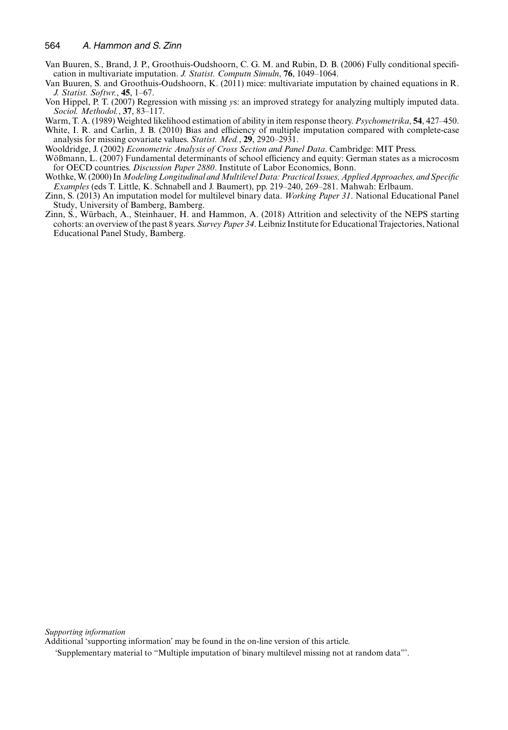Van Buuren, S., Brand, J. P., Groothuis-Oudshoorn, C. G. M. and Rubin, D. B. (2006) Fully conditional specification in multivariate imputation. *J. Statist. Computn Simuln*, **76**, 1049–1064.

Van Buuren, S. and Groothuis-Oudshoorn, K. (2011) mice: multivariate imputation by chained equations in R. *J. Statist. Softwr.*, **45**, 1–67.

Von Hippel, P. T. (2007) Regression with missing *y*s: an improved strategy for analyzing multiply imputed data. *Sociol. Methodol.*, **37**, 83–117.

Warm, T. A. (1989) Weighted likelihood estimation of ability in item response theory. *Psychometrika*, **54**, 427–450.

White, I. R. and Carlin, J. B. (2010) Bias and efficiency of multiple imputation compared with complete-case analysis for missing covariate values. *Statist. Med.*, **29**, 2920–2931.

Wooldridge, J. (2002) *Econometric Analysis of Cross Section and Panel Data*. Cambridge: MIT Press.

Wößmann, L. (2007) Fundamental determinants of school efficiency and equity: German states as a microcosm for OECD countries. *Discussion Paper 2880*. Institute of Labor Economics, Bonn.

Wothke, W. (2000) In *Modeling Longitudinal and Multilevel Data: Practical Issues, Applied Approaches, and Specific Examples* (eds T. Little, K. Schnabell and J. Baumert), pp. 219–240, 269–281. Mahwah: Erlbaum.

Zinn, S. (2013) An imputation model for multilevel binary data. *Working Paper 31*. National Educational Panel Study, University of Bamberg, Bamberg.

Zinn, S., Würbach, A., Steinhauer, H. and Hammon, A. (2018) Attrition and selectivity of the NEPS starting cohorts: an overview of the past 8 years. *Survey Paper 34*. Leibniz Institute for Educational Trajectories, National Educational Panel Study, Bamberg.

*Supporting information*

Additional 'supporting information' may be found in the on-line version of this article.

'Supplementary material to "Multiple imputation of binary multilevel missing not at random data"'.